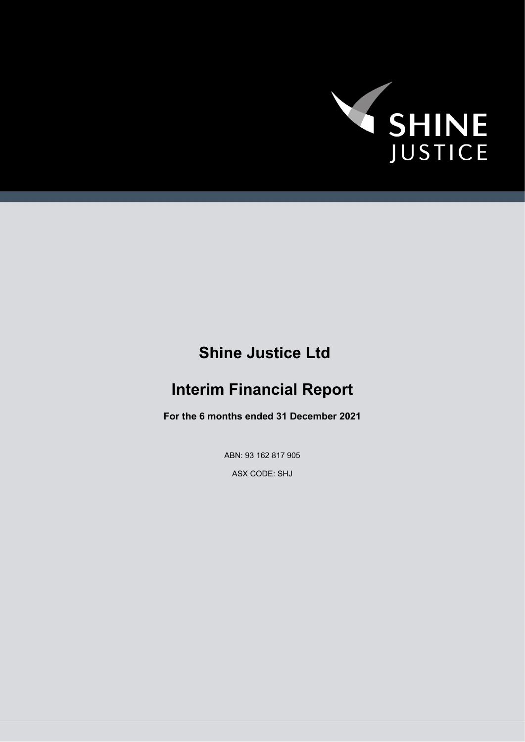SHINE JUSTICE

# Shine Justice Ltd

# Interim Financial Report

**For the 6 months ended 31 December 2021**

ABN: 93 162 817 905

ASX CODE: SHJ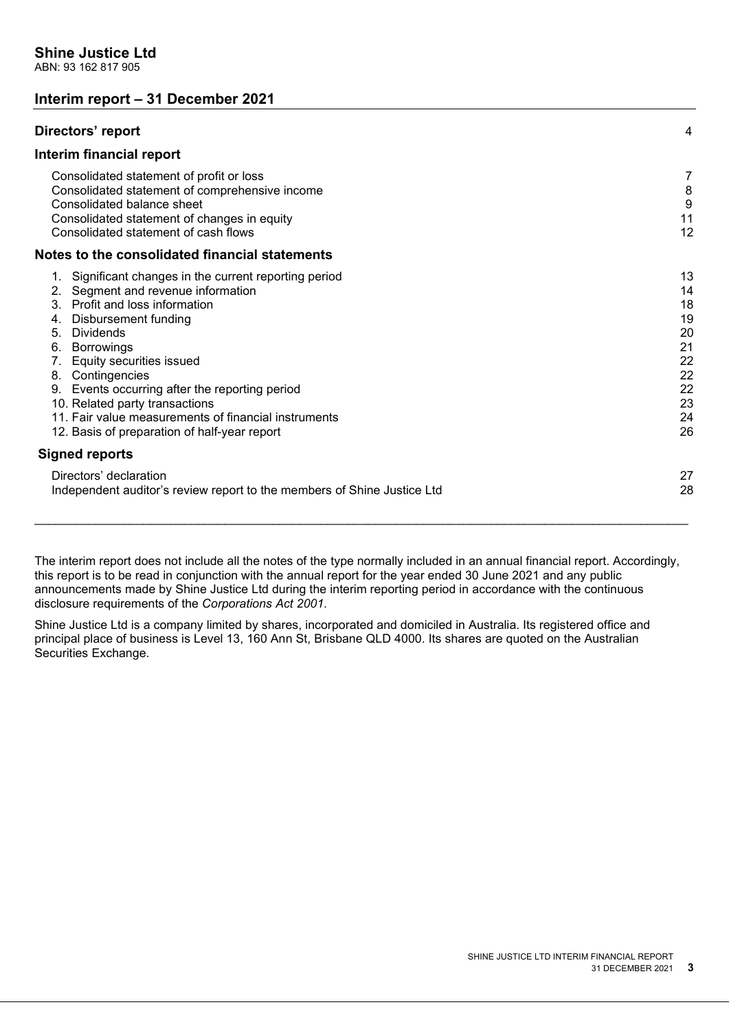# Shine Justice Ltd

ABN: 93 162 817 905

## Interim report – 31 December 2021

| | |
|---|---|
| **Directors' report** | 4 |
| **Interim financial report** | |
| Consolidated statement of profit or loss | 7 |
| Consolidated statement of comprehensive income | 8 |
| Consolidated balance sheet | 9 |
| Consolidated statement of changes in equity | 11 |
| Consolidated statement of cash flows | 12 |
| **Notes to the consolidated financial statements** | |
| 1. Significant changes in the current reporting period | 13 |
| 2. Segment and revenue information | 14 |
| 3. Profit and loss information | 18 |
| 4. Disbursement funding | 19 |
| 5. Dividends | 20 |
| 6. Borrowings | 21 |
| 7. Equity securities issued | 22 |
| 8. Contingencies | 22 |
| 9. Events occurring after the reporting period | 22 |
| 10. Related party transactions | 23 |
| 11. Fair value measurements of financial instruments | 24 |
| 12. Basis of preparation of half-year report | 26 |
| **Signed reports** | |
| Directors' declaration | 27 |
| Independent auditor's review report to the members of Shine Justice Ltd | 28 |

The interim report does not include all the notes of the type normally included in an annual financial report. Accordingly, this report is to be read in conjunction with the annual report for the year ended 30 June 2021 and any public announcements made by Shine Justice Ltd during the interim reporting period in accordance with the continuous disclosure requirements of the *Corporations Act 2001*.

Shine Justice Ltd is a company limited by shares, incorporated and domiciled in Australia. Its registered office and principal place of business is Level 13, 160 Ann St, Brisbane QLD 4000. Its shares are quoted on the Australian Securities Exchange.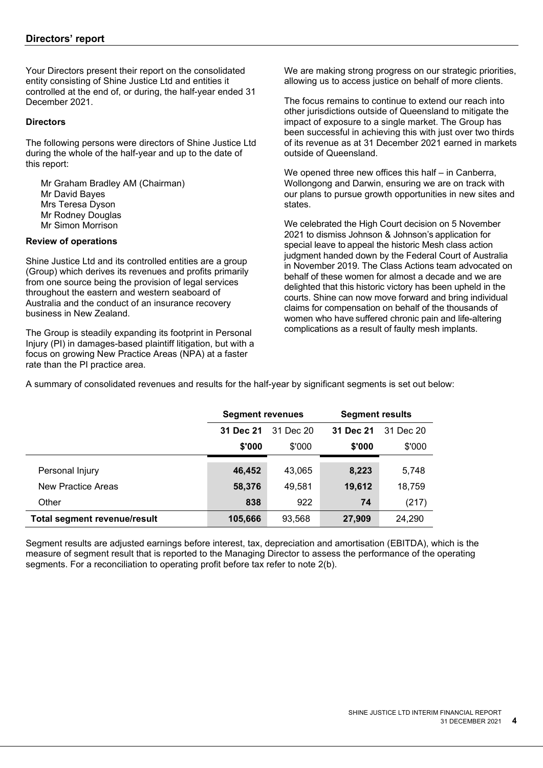## Directors' report

Your Directors present their report on the consolidated entity consisting of Shine Justice Ltd and entities it controlled at the end of, or during, the half-year ended 31 December 2021.

**Directors**

The following persons were directors of Shine Justice Ltd during the whole of the half-year and up to the date of this report:

Mr Graham Bradley AM (Chairman)
Mr David Bayes
Mrs Teresa Dyson
Mr Rodney Douglas
Mr Simon Morrison

**Review of operations**

Shine Justice Ltd and its controlled entities are a group (Group) which derives its revenues and profits primarily from one source being the provision of legal services throughout the eastern and western seaboard of Australia and the conduct of an insurance recovery business in New Zealand.

The Group is steadily expanding its footprint in Personal Injury (PI) in damages-based plaintiff litigation, but with a focus on growing New Practice Areas (NPA) at a faster rate than the PI practice area.

We are making strong progress on our strategic priorities, allowing us to access justice on behalf of more clients.

The focus remains to continue to extend our reach into other jurisdictions outside of Queensland to mitigate the impact of exposure to a single market. The Group has been successful in achieving this with just over two thirds of its revenue as at 31 December 2021 earned in markets outside of Queensland.

We opened three new offices this half – in Canberra, Wollongong and Darwin, ensuring we are on track with our plans to pursue growth opportunities in new sites and states.

We celebrated the High Court decision on 5 November 2021 to dismiss Johnson & Johnson's application for special leave to appeal the historic Mesh class action judgment handed down by the Federal Court of Australia in November 2019. The Class Actions team advocated on behalf of these women for almost a decade and we are delighted that this historic victory has been upheld in the courts. Shine can now move forward and bring individual claims for compensation on behalf of the thousands of women who have suffered chronic pain and life-altering complications as a result of faulty mesh implants.

A summary of consolidated revenues and results for the half-year by significant segments is set out below:

| | Segment revenues | | Segment results | |
|---|---|---|---|---|
| | **31 Dec 21** | 31 Dec 20 | **31 Dec 21** | 31 Dec 20 |
| | **$'000** | $'000 | **$'000** | $'000 |
| Personal Injury | **46,452** | 43,065 | **8,223** | 5,748 |
| New Practice Areas | **58,376** | 49,581 | **19,612** | 18,759 |
| Other | **838** | 922 | **74** | (217) |
| **Total segment revenue/result** | **105,666** | 93,568 | **27,909** | 24,290 |

Segment results are adjusted earnings before interest, tax, depreciation and amortisation (EBITDA), which is the measure of segment result that is reported to the Managing Director to assess the performance of the operating segments. For a reconciliation to operating profit before tax refer to note 2(b).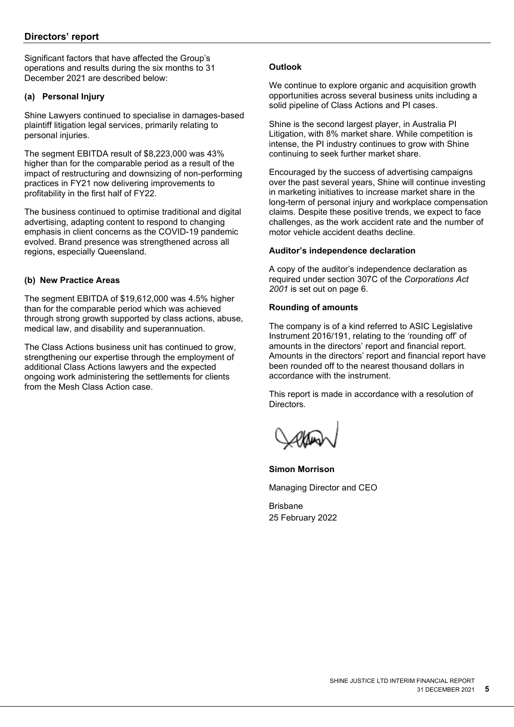## Directors' report

Significant factors that have affected the Group's operations and results during the six months to 31 December 2021 are described below:

### (a) Personal Injury

Shine Lawyers continued to specialise in damages-based plaintiff litigation legal services, primarily relating to personal injuries.

The segment EBITDA result of $8,223,000 was 43% higher than for the comparable period as a result of the impact of restructuring and downsizing of non-performing practices in FY21 now delivering improvements to profitability in the first half of FY22.

The business continued to optimise traditional and digital advertising, adapting content to respond to changing emphasis in client concerns as the COVID-19 pandemic evolved. Brand presence was strengthened across all regions, especially Queensland.

### (b) New Practice Areas

The segment EBITDA of $19,612,000 was 4.5% higher than for the comparable period which was achieved through strong growth supported by class actions, abuse, medical law, and disability and superannuation.

The Class Actions business unit has continued to grow, strengthening our expertise through the employment of additional Class Actions lawyers and the expected ongoing work administering the settlements for clients from the Mesh Class Action case.

### Outlook

We continue to explore organic and acquisition growth opportunities across several business units including a solid pipeline of Class Actions and PI cases.

Shine is the second largest player, in Australia PI Litigation, with 8% market share. While competition is intense, the PI industry continues to grow with Shine continuing to seek further market share.

Encouraged by the success of advertising campaigns over the past several years, Shine will continue investing in marketing initiatives to increase market share in the long-term of personal injury and workplace compensation claims. Despite these positive trends, we expect to face challenges, as the work accident rate and the number of motor vehicle accident deaths decline.

### Auditor's independence declaration

A copy of the auditor's independence declaration as required under section 307C of the *Corporations Act 2001* is set out on page 6.

### Rounding of amounts

The company is of a kind referred to ASIC Legislative Instrument 2016/191, relating to the 'rounding off' of amounts in the directors' report and financial report. Amounts in the directors' report and financial report have been rounded off to the nearest thousand dollars in accordance with the instrument.

This report is made in accordance with a resolution of Directors.

**Simon Morrison**

Managing Director and CEO

Brisbane
25 February 2022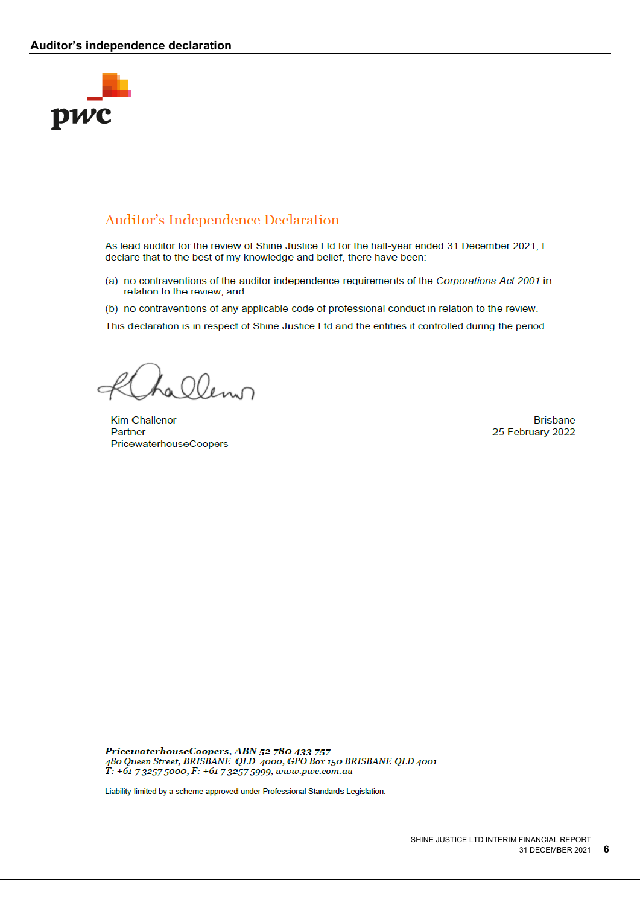## Auditor's independence declaration

# Auditor's Independence Declaration

As lead auditor for the review of Shine Justice Ltd for the half-year ended 31 December 2021, I declare that to the best of my knowledge and belief, there have been:

(a) no contraventions of the auditor independence requirements of the *Corporations Act 2001* in relation to the review; and

(b) no contraventions of any applicable code of professional conduct in relation to the review.

This declaration is in respect of Shine Justice Ltd and the entities it controlled during the period.

Kim Challenor
Partner
PricewaterhouseCoopers

Brisbane
25 February 2022

***PricewaterhouseCoopers, ABN 52 780 433 757***
*480 Queen Street, BRISBANE QLD 4000, GPO Box 150 BRISBANE QLD 4001*
*T: +61 7 3257 5000, F: +61 7 3257 5999, www.pwc.com.au*

Liability limited by a scheme approved under Professional Standards Legislation.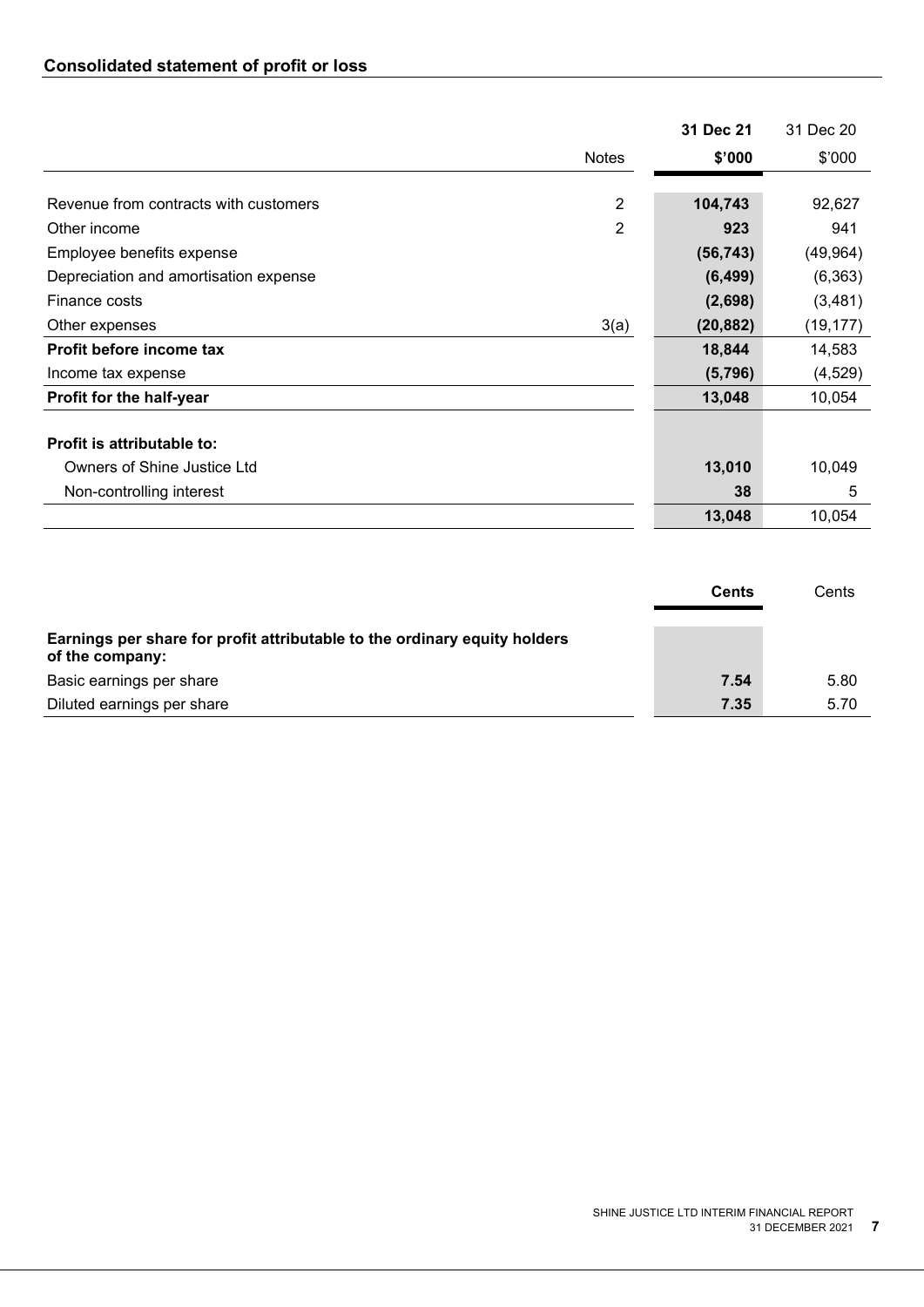## Consolidated statement of profit or loss

| | Notes | 31 Dec 21<br>$'000 | 31 Dec 20<br>$'000 |
|---|---|---|---|
| Revenue from contracts with customers | 2 | **104,743** | 92,627 |
| Other income | 2 | **923** | 941 |
| Employee benefits expense | | **(56,743)** | (49,964) |
| Depreciation and amortisation expense | | **(6,499)** | (6,363) |
| Finance costs | | **(2,698)** | (3,481) |
| Other expenses | 3(a) | **(20,882)** | (19,177) |
| **Profit before income tax** | | **18,844** | 14,583 |
| Income tax expense | | **(5,796)** | (4,529) |
| **Profit for the half-year** | | **13,048** | 10,054 |
| | | | |
| **Profit is attributable to:** | | | |
| Owners of Shine Justice Ltd | | **13,010** | 10,049 |
| Non-controlling interest | | **38** | 5 |
| | | **13,048** | 10,054 |

| | Cents | Cents |
|---|---|---|
| **Earnings per share for profit attributable to the ordinary equity holders of the company:** | | |
| Basic earnings per share | **7.54** | 5.80 |
| Diluted earnings per share | **7.35** | 5.70 |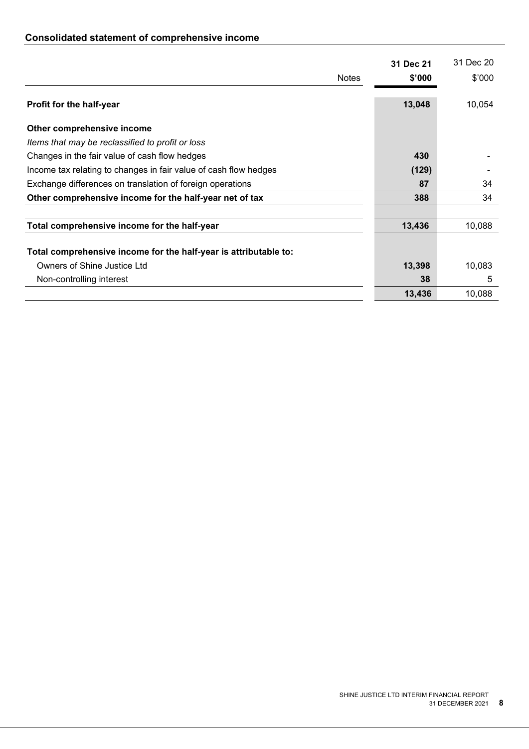## Consolidated statement of comprehensive income

| | Notes | 31 Dec 21 $'000 | 31 Dec 20 $'000 |
|---|---|---|---|
| **Profit for the half-year** | | **13,048** | 10,054 |
| **Other comprehensive income** | | | |
| *Items that may be reclassified to profit or loss* | | | |
| Changes in the fair value of cash flow hedges | | **430** | - |
| Income tax relating to changes in fair value of cash flow hedges | | **(129)** | - |
| Exchange differences on translation of foreign operations | | **87** | 34 |
| **Other comprehensive income for the half-year net of tax** | | **388** | 34 |
| **Total comprehensive income for the half-year** | | **13,436** | 10,088 |
| **Total comprehensive income for the half-year is attributable to:** | | | |
| Owners of Shine Justice Ltd | | **13,398** | 10,083 |
| Non-controlling interest | | **38** | 5 |
| | | **13,436** | 10,088 |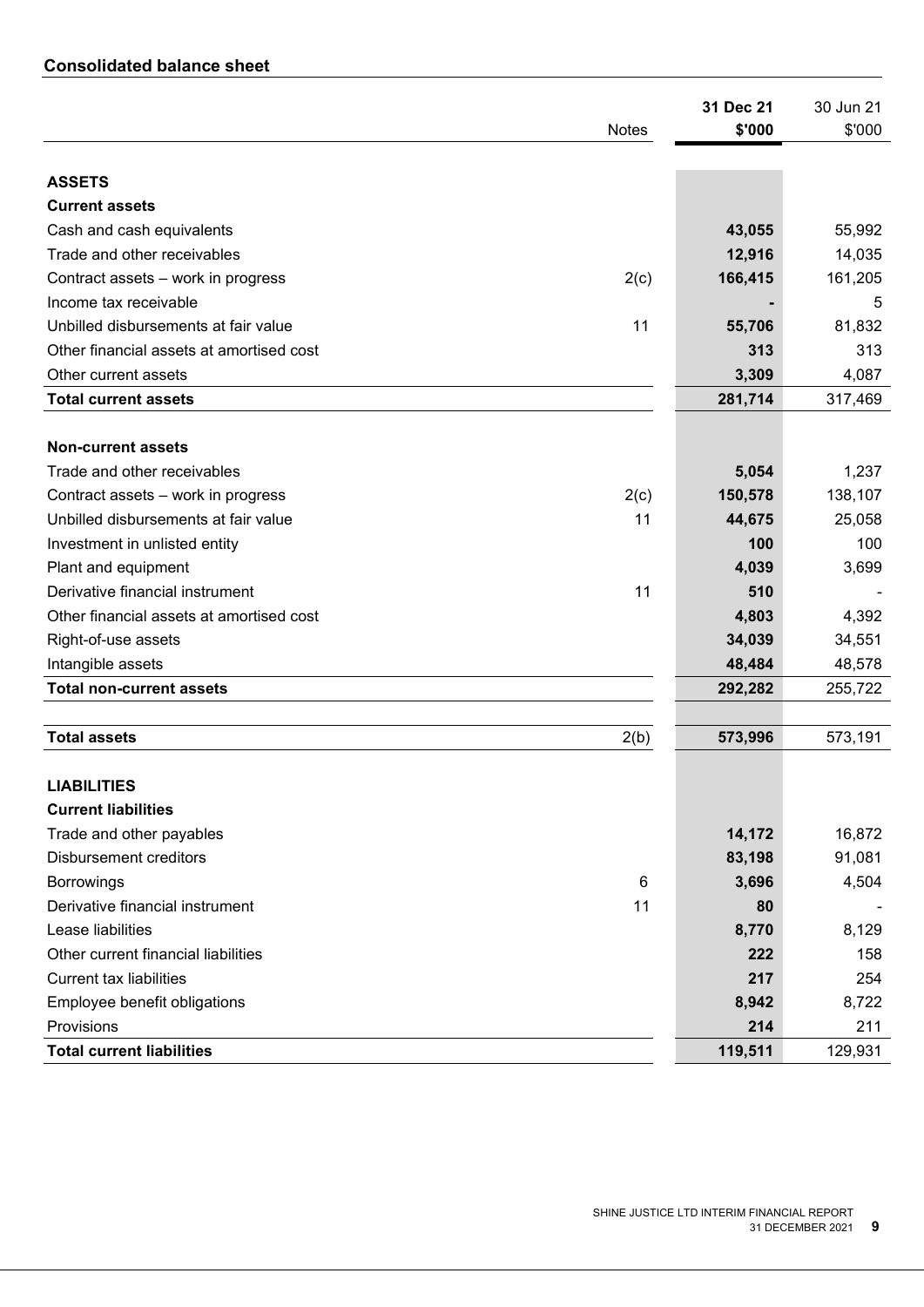## Consolidated balance sheet

| | Notes | 31 Dec 21 $'000 | 30 Jun 21 $'000 |
|---|---|---|---|
| **ASSETS** | | | |
| **Current assets** | | | |
| Cash and cash equivalents | | **43,055** | 55,992 |
| Trade and other receivables | | **12,916** | 14,035 |
| Contract assets – work in progress | 2(c) | **166,415** | 161,205 |
| Income tax receivable | | **-** | 5 |
| Unbilled disbursements at fair value | 11 | **55,706** | 81,832 |
| Other financial assets at amortised cost | | **313** | 313 |
| Other current assets | | **3,309** | 4,087 |
| **Total current assets** | | **281,714** | 317,469 |
| | | | |
| **Non-current assets** | | | |
| Trade and other receivables | | **5,054** | 1,237 |
| Contract assets – work in progress | 2(c) | **150,578** | 138,107 |
| Unbilled disbursements at fair value | 11 | **44,675** | 25,058 |
| Investment in unlisted entity | | **100** | 100 |
| Plant and equipment | | **4,039** | 3,699 |
| Derivative financial instrument | 11 | **510** | - |
| Other financial assets at amortised cost | | **4,803** | 4,392 |
| Right-of-use assets | | **34,039** | 34,551 |
| Intangible assets | | **48,484** | 48,578 |
| **Total non-current assets** | | **292,282** | 255,722 |
| | | | |
| **Total assets** | 2(b) | **573,996** | 573,191 |
| | | | |
| **LIABILITIES** | | | |
| **Current liabilities** | | | |
| Trade and other payables | | **14,172** | 16,872 |
| Disbursement creditors | | **83,198** | 91,081 |
| Borrowings | 6 | **3,696** | 4,504 |
| Derivative financial instrument | 11 | **80** | - |
| Lease liabilities | | **8,770** | 8,129 |
| Other current financial liabilities | | **222** | 158 |
| Current tax liabilities | | **217** | 254 |
| Employee benefit obligations | | **8,942** | 8,722 |
| Provisions | | **214** | 211 |
| **Total current liabilities** | | **119,511** | 129,931 |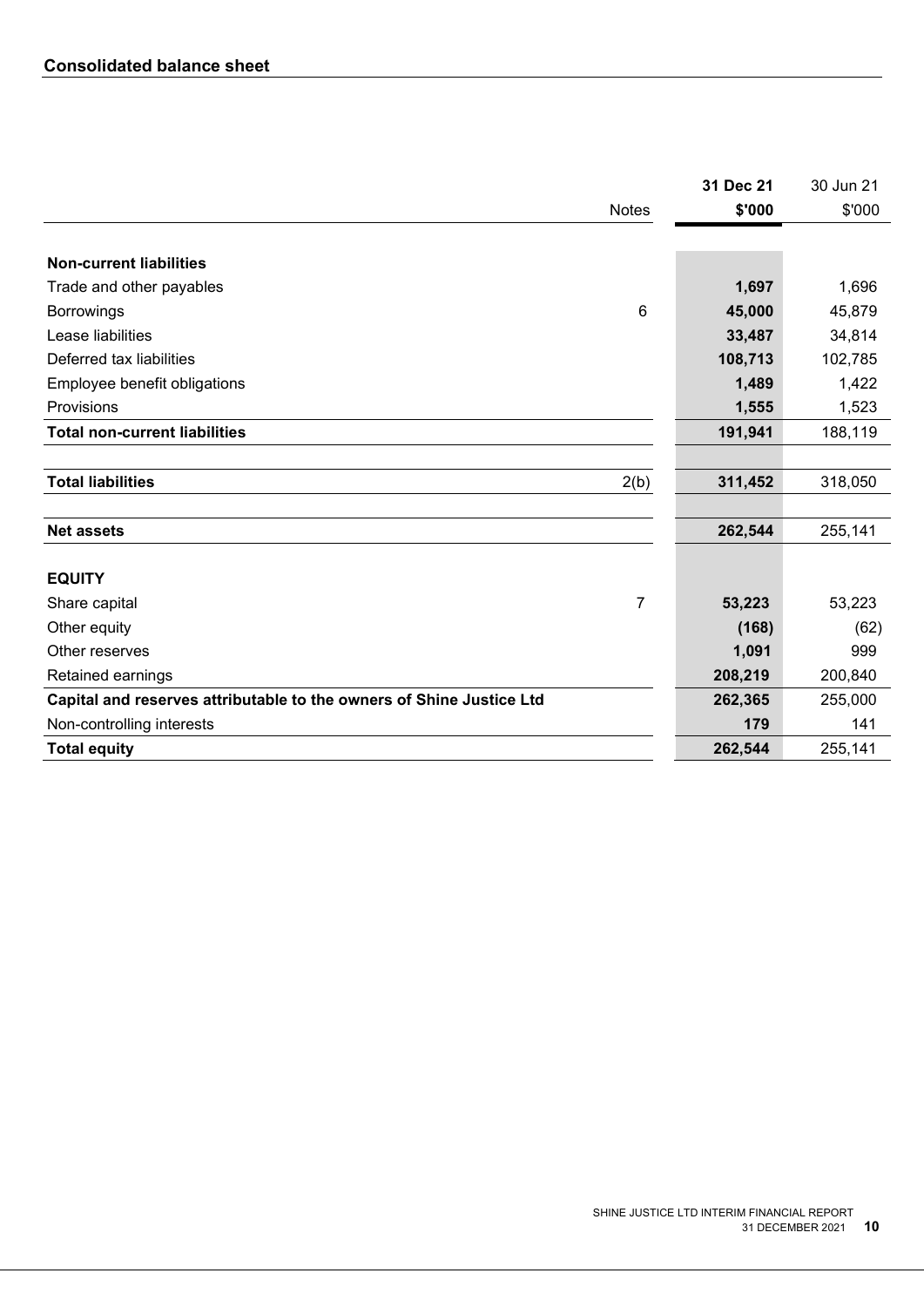## Consolidated balance sheet

| | Notes | **31 Dec 21 \$'000** | 30 Jun 21 \$'000 |
|---|---|---|---|
| **Non-current liabilities** | | | |
| Trade and other payables | | **1,697** | 1,696 |
| Borrowings | 6 | **45,000** | 45,879 |
| Lease liabilities | | **33,487** | 34,814 |
| Deferred tax liabilities | | **108,713** | 102,785 |
| Employee benefit obligations | | **1,489** | 1,422 |
| Provisions | | **1,555** | 1,523 |
| **Total non-current liabilities** | | **191,941** | 188,119 |
| | | | |
| **Total liabilities** | 2(b) | **311,452** | 318,050 |
| | | | |
| **Net assets** | | **262,544** | 255,141 |
| | | | |
| **EQUITY** | | | |
| Share capital | 7 | **53,223** | 53,223 |
| Other equity | | **(168)** | (62) |
| Other reserves | | **1,091** | 999 |
| Retained earnings | | **208,219** | 200,840 |
| **Capital and reserves attributable to the owners of Shine Justice Ltd** | | **262,365** | 255,000 |
| Non-controlling interests | | **179** | 141 |
| **Total equity** | | **262,544** | 255,141 |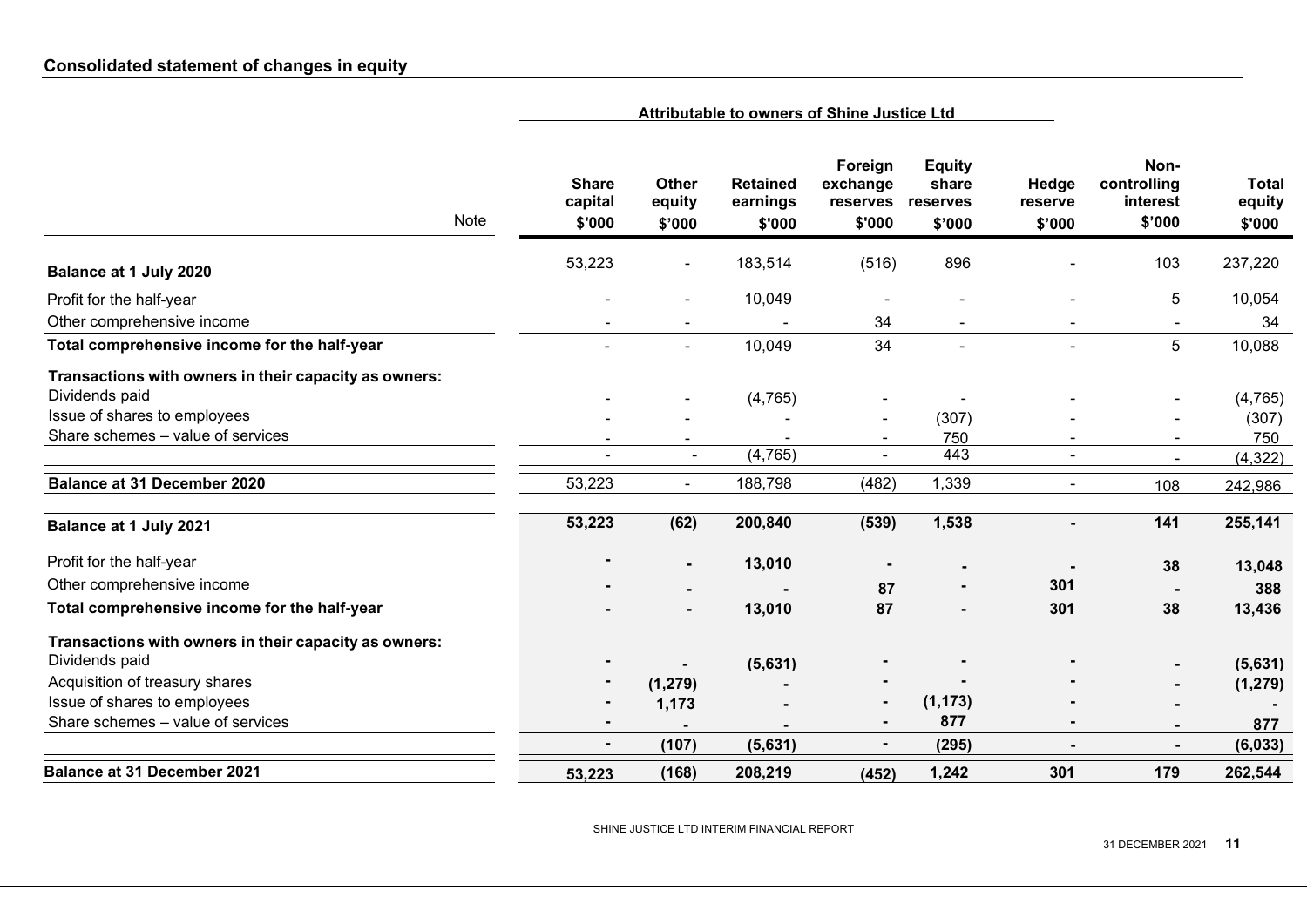## Consolidated statement of changes in equity

| | Note | Attributable to owners of Shine Justice Ltd | | | | | | | |
|---|---|---|---|---|---|---|---|---|---|
| | | Share capital | Other equity | Retained earnings | Foreign exchange reserves | Equity share reserves | Hedge reserve | Non-controlling interest | Total equity |
| | | $'000 | $'000 | $'000 | $'000 | $'000 | $'000 | $'000 | $'000 |
| **Balance at 1 July 2020** | | 53,223 | - | 183,514 | (516) | 896 | - | 103 | 237,220 |
| Profit for the half-year | | - | - | 10,049 | - | - | - | 5 | 10,054 |
| Other comprehensive income | | - | - | - | 34 | - | - | - | 34 |
| **Total comprehensive income for the half-year** | | - | - | 10,049 | 34 | - | - | 5 | 10,088 |
| **Transactions with owners in their capacity as owners:** | | | | | | | | | |
| Dividends paid | | - | - | (4,765) | - | - | - | - | (4,765) |
| Issue of shares to employees | | - | - | - | - | (307) | - | - | (307) |
| Share schemes – value of services | | - | - | - | - | 750 | - | - | 750 |
| | | - | - | (4,765) | - | 443 | - | - | (4,322) |
| **Balance at 31 December 2020** | | 53,223 | - | 188,798 | (482) | 1,339 | - | 108 | 242,986 |
| **Balance at 1 July 2021** | | **53,223** | **(62)** | **200,840** | **(539)** | **1,538** | **-** | **141** | **255,141** |
| Profit for the half-year | | **-** | **-** | **13,010** | **-** | **-** | **-** | **38** | **13,048** |
| Other comprehensive income | | **-** | **-** | **-** | **87** | **-** | **301** | **-** | **388** |
| **Total comprehensive income for the half-year** | | **-** | **-** | **13,010** | **87** | **-** | **301** | **38** | **13,436** |
| **Transactions with owners in their capacity as owners:** | | | | | | | | | |
| Dividends paid | | **-** | **-** | **(5,631)** | **-** | **-** | **-** | **-** | **(5,631)** |
| Acquisition of treasury shares | | **-** | **(1,279)** | **-** | **-** | **-** | **-** | **-** | **(1,279)** |
| Issue of shares to employees | | **-** | **1,173** | **-** | **-** | **(1,173)** | **-** | **-** | **-** |
| Share schemes – value of services | | **-** | **-** | **-** | **-** | **877** | **-** | **-** | **877** |
| | | **-** | **(107)** | **(5,631)** | **-** | **(295)** | **-** | **-** | **(6,033)** |
| **Balance at 31 December 2021** | | **53,223** | **(168)** | **208,219** | **(452)** | **1,242** | **301** | **179** | **262,544** |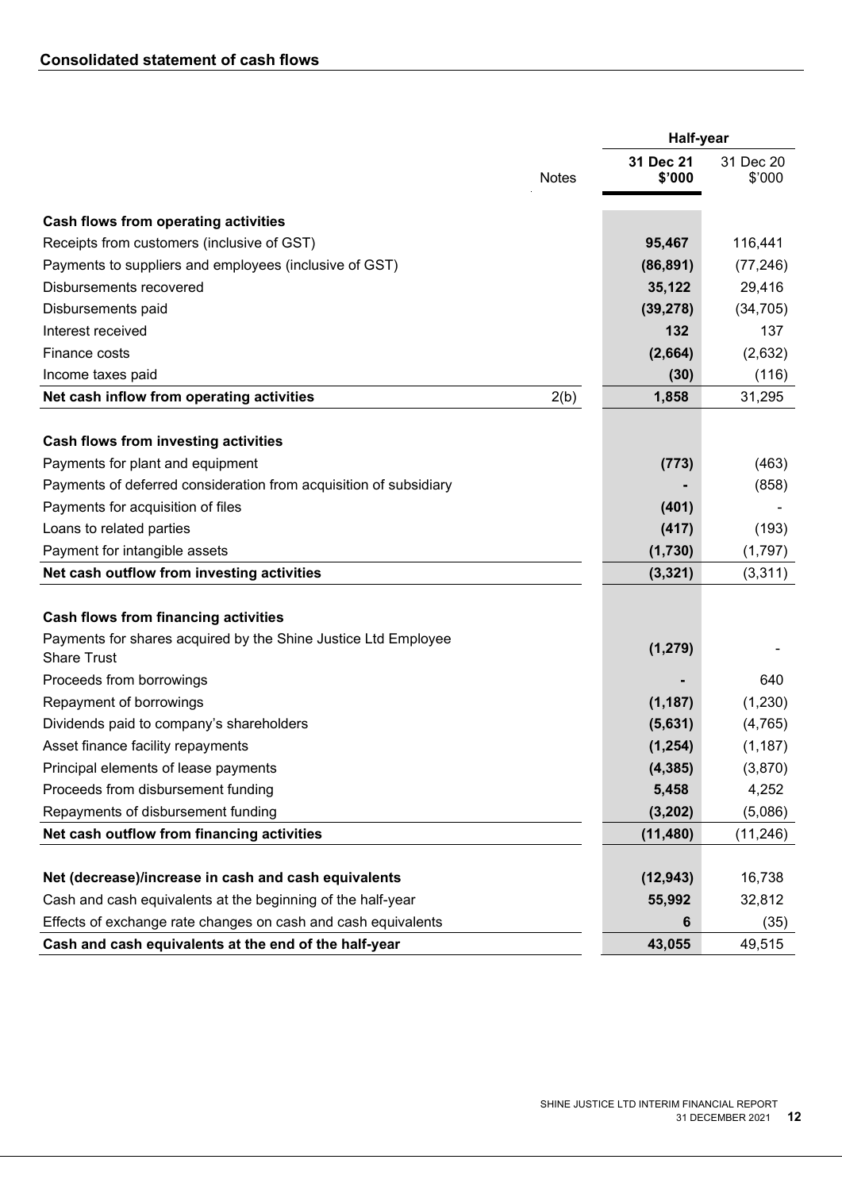## Consolidated statement of cash flows

| | Notes | Half-year 31 Dec 21 $'000 | 31 Dec 20 $'000 |
|---|---|---|---|
| **Cash flows from operating activities** | | | |
| Receipts from customers (inclusive of GST) | | **95,467** | 116,441 |
| Payments to suppliers and employees (inclusive of GST) | | **(86,891)** | (77,246) |
| Disbursements recovered | | **35,122** | 29,416 |
| Disbursements paid | | **(39,278)** | (34,705) |
| Interest received | | **132** | 137 |
| Finance costs | | **(2,664)** | (2,632) |
| Income taxes paid | | **(30)** | (116) |
| **Net cash inflow from operating activities** | 2(b) | **1,858** | 31,295 |
| | | | |
| **Cash flows from investing activities** | | | |
| Payments for plant and equipment | | **(773)** | (463) |
| Payments of deferred consideration from acquisition of subsidiary | | **-** | (858) |
| Payments for acquisition of files | | **(401)** | - |
| Loans to related parties | | **(417)** | (193) |
| Payment for intangible assets | | **(1,730)** | (1,797) |
| **Net cash outflow from investing activities** | | **(3,321)** | (3,311) |
| | | | |
| **Cash flows from financing activities** | | | |
| Payments for shares acquired by the Shine Justice Ltd Employee Share Trust | | **(1,279)** | - |
| Proceeds from borrowings | | **-** | 640 |
| Repayment of borrowings | | **(1,187)** | (1,230) |
| Dividends paid to company's shareholders | | **(5,631)** | (4,765) |
| Asset finance facility repayments | | **(1,254)** | (1,187) |
| Principal elements of lease payments | | **(4,385)** | (3,870) |
| Proceeds from disbursement funding | | **5,458** | 4,252 |
| Repayments of disbursement funding | | **(3,202)** | (5,086) |
| **Net cash outflow from financing activities** | | **(11,480)** | (11,246) |
| | | | |
| **Net (decrease)/increase in cash and cash equivalents** | | **(12,943)** | 16,738 |
| Cash and cash equivalents at the beginning of the half-year | | **55,992** | 32,812 |
| Effects of exchange rate changes on cash and cash equivalents | | **6** | (35) |
| **Cash and cash equivalents at the end of the half-year** | | **43,055** | 49,515 |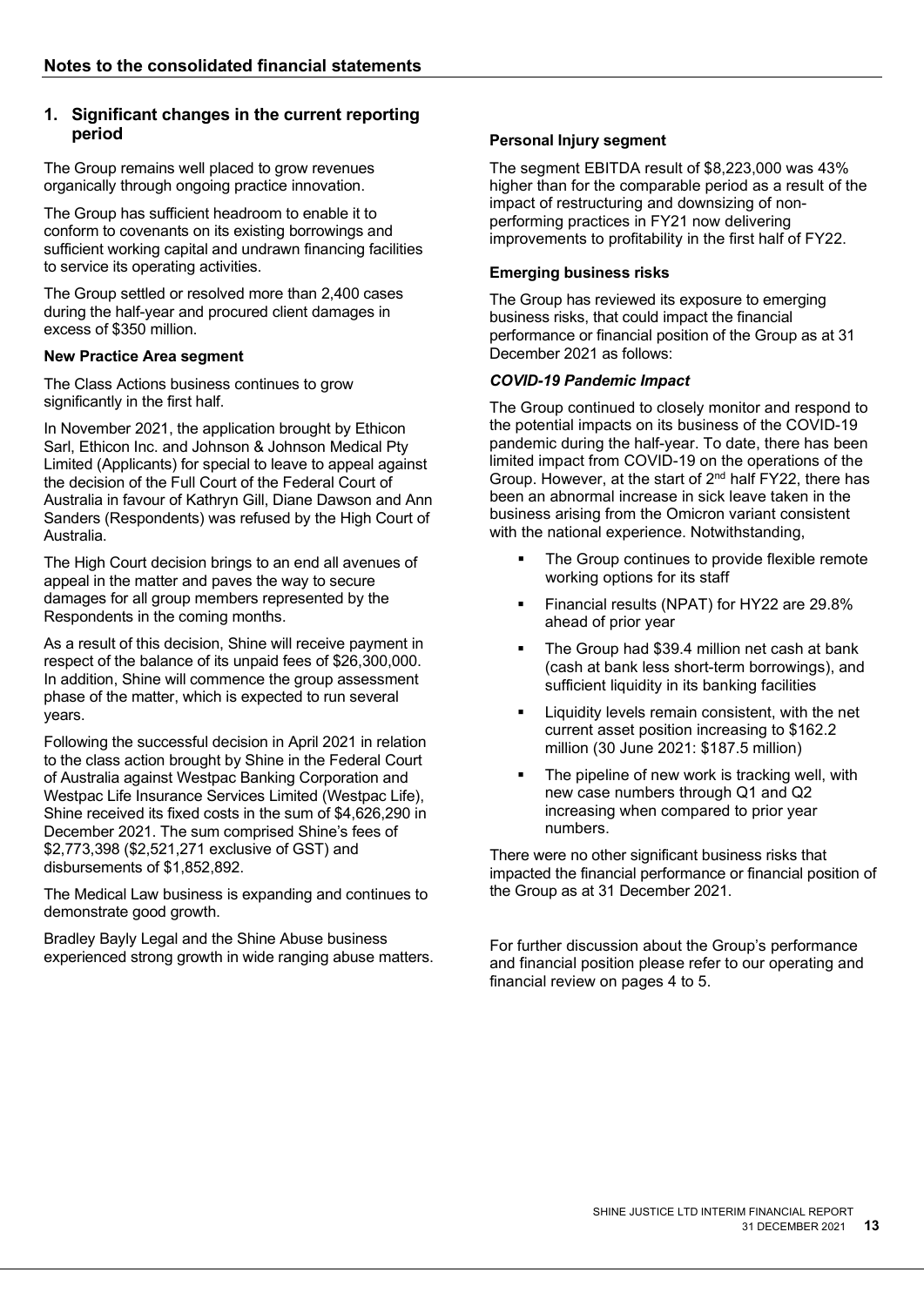## Notes to the consolidated financial statements

### 1. Significant changes in the current reporting period

The Group remains well placed to grow revenues organically through ongoing practice innovation.

The Group has sufficient headroom to enable it to conform to covenants on its existing borrowings and sufficient working capital and undrawn financing facilities to service its operating activities.

The Group settled or resolved more than 2,400 cases during the half-year and procured client damages in excess of $350 million.

**New Practice Area segment**

The Class Actions business continues to grow significantly in the first half.

In November 2021, the application brought by Ethicon Sarl, Ethicon Inc. and Johnson & Johnson Medical Pty Limited (Applicants) for special to leave to appeal against the decision of the Full Court of the Federal Court of Australia in favour of Kathryn Gill, Diane Dawson and Ann Sanders (Respondents) was refused by the High Court of Australia.

The High Court decision brings to an end all avenues of appeal in the matter and paves the way to secure damages for all group members represented by the Respondents in the coming months.

As a result of this decision, Shine will receive payment in respect of the balance of its unpaid fees of $26,300,000. In addition, Shine will commence the group assessment phase of the matter, which is expected to run several years.

Following the successful decision in April 2021 in relation to the class action brought by Shine in the Federal Court of Australia against Westpac Banking Corporation and Westpac Life Insurance Services Limited (Westpac Life), Shine received its fixed costs in the sum of $4,626,290 in December 2021. The sum comprised Shine's fees of $2,773,398 ($2,521,271 exclusive of GST) and disbursements of $1,852,892.

The Medical Law business is expanding and continues to demonstrate good growth.

Bradley Bayly Legal and the Shine Abuse business experienced strong growth in wide ranging abuse matters.

**Personal Injury segment**

The segment EBITDA result of $8,223,000 was 43% higher than for the comparable period as a result of the impact of restructuring and downsizing of non-performing practices in FY21 now delivering improvements to profitability in the first half of FY22.

**Emerging business risks**

The Group has reviewed its exposure to emerging business risks, that could impact the financial performance or financial position of the Group as at 31 December 2021 as follows:

***COVID-19 Pandemic Impact***

The Group continued to closely monitor and respond to the potential impacts on its business of the COVID-19 pandemic during the half-year. To date, there has been limited impact from COVID-19 on the operations of the Group. However, at the start of 2nd half FY22, there has been an abnormal increase in sick leave taken in the business arising from the Omicron variant consistent with the national experience. Notwithstanding,

- The Group continues to provide flexible remote working options for its staff
- Financial results (NPAT) for HY22 are 29.8% ahead of prior year
- The Group had $39.4 million net cash at bank (cash at bank less short-term borrowings), and sufficient liquidity in its banking facilities
- Liquidity levels remain consistent, with the net current asset position increasing to $162.2 million (30 June 2021: $187.5 million)
- The pipeline of new work is tracking well, with new case numbers through Q1 and Q2 increasing when compared to prior year numbers.

There were no other significant business risks that impacted the financial performance or financial position of the Group as at 31 December 2021.

For further discussion about the Group's performance and financial position please refer to our operating and financial review on pages 4 to 5.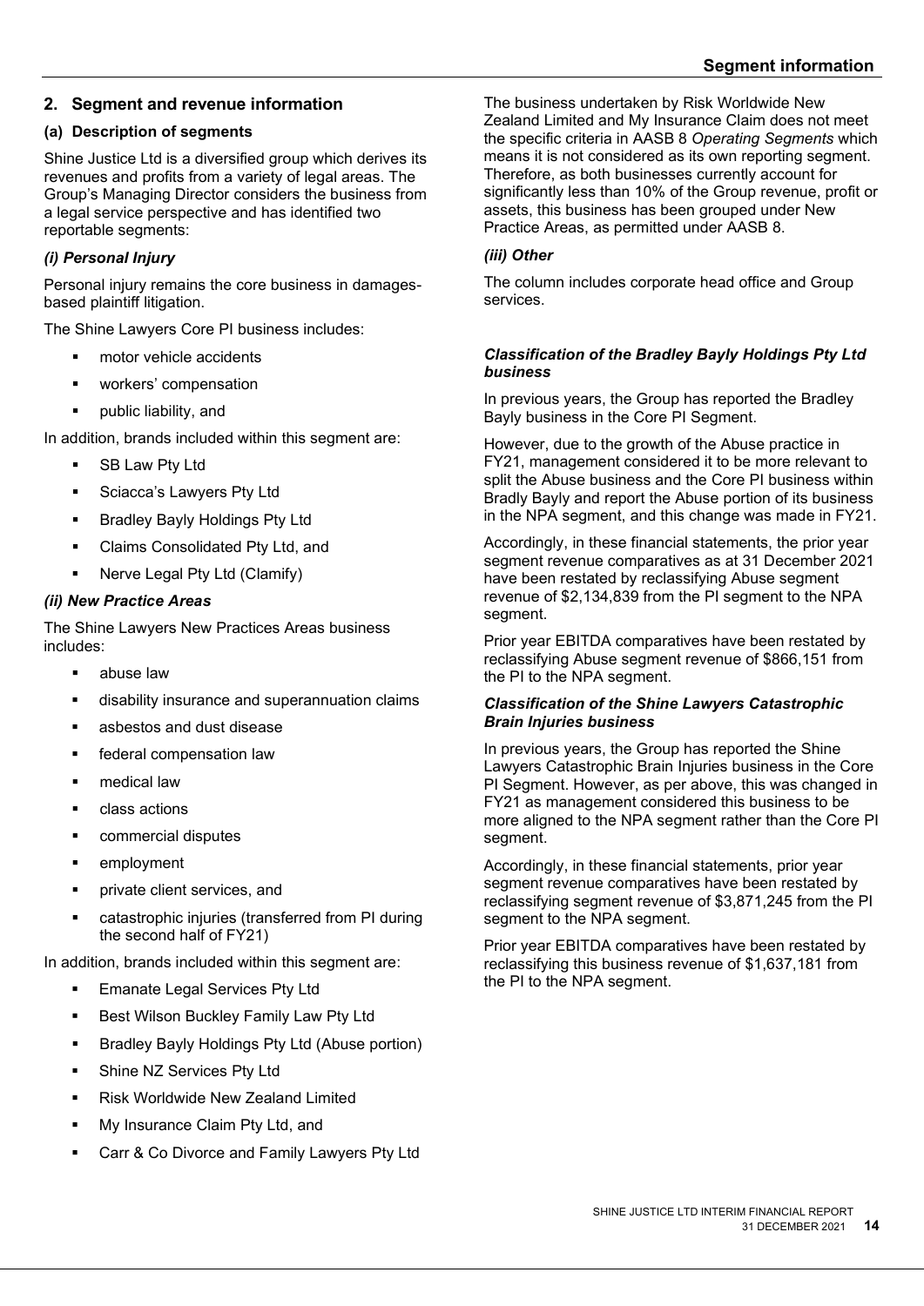## 2. Segment and revenue information

### (a) Description of segments

Shine Justice Ltd is a diversified group which derives its revenues and profits from a variety of legal areas. The Group's Managing Director considers the business from a legal service perspective and has identified two reportable segments:

#### *(i) Personal Injury*

Personal injury remains the core business in damages-based plaintiff litigation.

The Shine Lawyers Core PI business includes:

- motor vehicle accidents
- workers' compensation
- public liability, and

In addition, brands included within this segment are:

- SB Law Pty Ltd
- Sciacca's Lawyers Pty Ltd
- Bradley Bayly Holdings Pty Ltd
- Claims Consolidated Pty Ltd, and
- Nerve Legal Pty Ltd (Clamify)

#### *(ii) New Practice Areas*

The Shine Lawyers New Practices Areas business includes:

- abuse law
- disability insurance and superannuation claims
- asbestos and dust disease
- federal compensation law
- medical law
- class actions
- commercial disputes
- employment
- private client services, and
- catastrophic injuries (transferred from PI during the second half of FY21)

In addition, brands included within this segment are:

- Emanate Legal Services Pty Ltd
- Best Wilson Buckley Family Law Pty Ltd
- Bradley Bayly Holdings Pty Ltd (Abuse portion)
- Shine NZ Services Pty Ltd
- Risk Worldwide New Zealand Limited
- My Insurance Claim Pty Ltd, and
- Carr & Co Divorce and Family Lawyers Pty Ltd

The business undertaken by Risk Worldwide New Zealand Limited and My Insurance Claim does not meet the specific criteria in AASB 8 *Operating Segments* which means it is not considered as its own reporting segment. Therefore, as both businesses currently account for significantly less than 10% of the Group revenue, profit or assets, this business has been grouped under New Practice Areas, as permitted under AASB 8.

#### *(iii) Other*

The column includes corporate head office and Group services.

#### *Classification of the Bradley Bayly Holdings Pty Ltd business*

In previous years, the Group has reported the Bradley Bayly business in the Core PI Segment.

However, due to the growth of the Abuse practice in FY21, management considered it to be more relevant to split the Abuse business and the Core PI business within Bradly Bayly and report the Abuse portion of its business in the NPA segment, and this change was made in FY21.

Accordingly, in these financial statements, the prior year segment revenue comparatives as at 31 December 2021 have been restated by reclassifying Abuse segment revenue of $2,134,839 from the PI segment to the NPA segment.

Prior year EBITDA comparatives have been restated by reclassifying Abuse segment revenue of $866,151 from the PI to the NPA segment.

#### *Classification of the Shine Lawyers Catastrophic Brain Injuries business*

In previous years, the Group has reported the Shine Lawyers Catastrophic Brain Injuries business in the Core PI Segment. However, as per above, this was changed in FY21 as management considered this business to be more aligned to the NPA segment rather than the Core PI segment.

Accordingly, in these financial statements, prior year segment revenue comparatives have been restated by reclassifying segment revenue of $3,871,245 from the PI segment to the NPA segment.

Prior year EBITDA comparatives have been restated by reclassifying this business revenue of $1,637,181 from the PI to the NPA segment.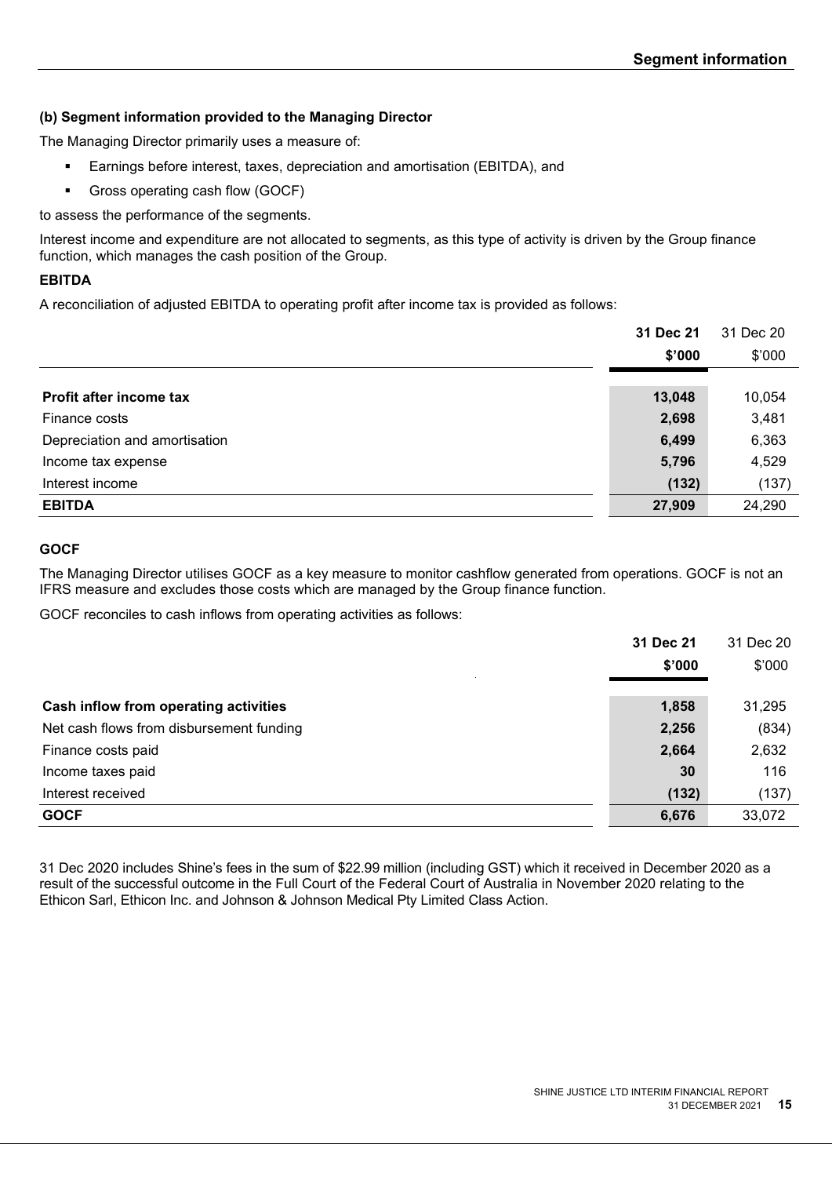### (b) Segment information provided to the Managing Director

The Managing Director primarily uses a measure of:

- Earnings before interest, taxes, depreciation and amortisation (EBITDA), and
- Gross operating cash flow (GOCF)

to assess the performance of the segments.

Interest income and expenditure are not allocated to segments, as this type of activity is driven by the Group finance function, which manages the cash position of the Group.

**EBITDA**

A reconciliation of adjusted EBITDA to operating profit after income tax is provided as follows:

| | **31 Dec 21** | 31 Dec 20 |
|---|---|---|
| | **\$'000** | \$'000 |
| **Profit after income tax** | **13,048** | 10,054 |
| Finance costs | **2,698** | 3,481 |
| Depreciation and amortisation | **6,499** | 6,363 |
| Income tax expense | **5,796** | 4,529 |
| Interest income | **(132)** | (137) |
| **EBITDA** | **27,909** | 24,290 |

**GOCF**

The Managing Director utilises GOCF as a key measure to monitor cashflow generated from operations. GOCF is not an IFRS measure and excludes those costs which are managed by the Group finance function.

GOCF reconciles to cash inflows from operating activities as follows:

| | **31 Dec 21** | 31 Dec 20 |
|---|---|---|
| | **\$'000** | \$'000 |
| **Cash inflow from operating activities** | **1,858** | 31,295 |
| Net cash flows from disbursement funding | **2,256** | (834) |
| Finance costs paid | **2,664** | 2,632 |
| Income taxes paid | **30** | 116 |
| Interest received | **(132)** | (137) |
| **GOCF** | **6,676** | 33,072 |

31 Dec 2020 includes Shine's fees in the sum of \$22.99 million (including GST) which it received in December 2020 as a result of the successful outcome in the Full Court of the Federal Court of Australia in November 2020 relating to the Ethicon Sarl, Ethicon Inc. and Johnson & Johnson Medical Pty Limited Class Action.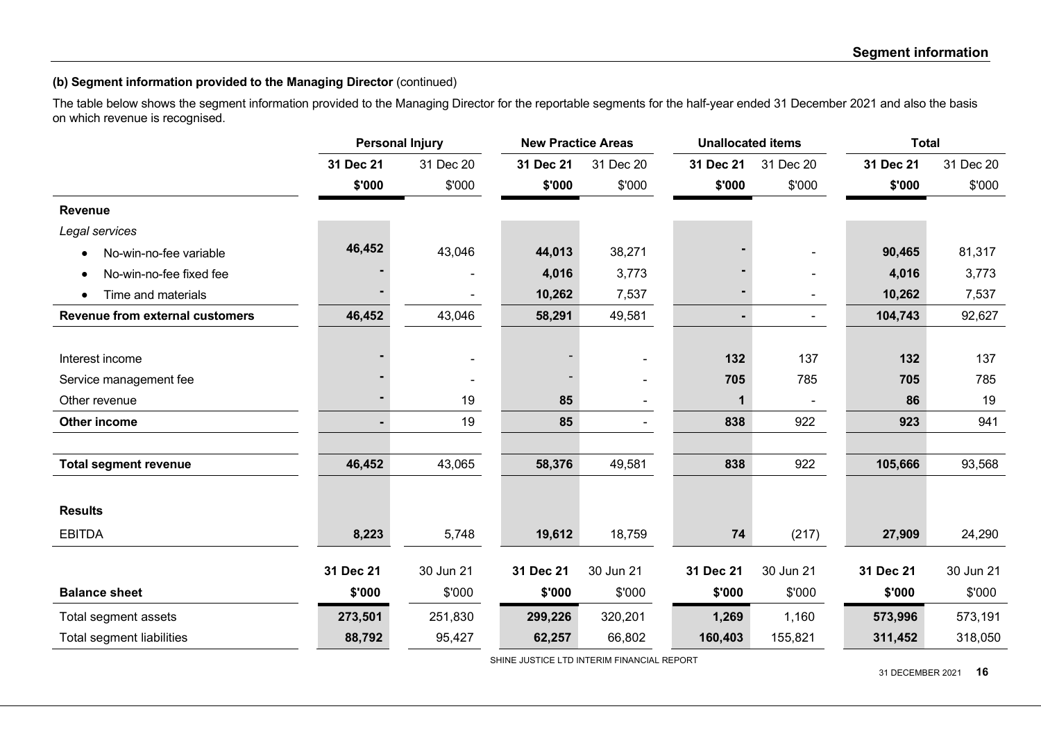## Segment information

**(b) Segment information provided to the Managing Director** (continued)

The table below shows the segment information provided to the Managing Director for the reportable segments for the half-year ended 31 December 2021 and also the basis on which revenue is recognised.

| | Personal Injury | | New Practice Areas | | Unallocated items | | Total | |
|---|---|---|---|---|---|---|---|---|
| | **31 Dec 21** | 31 Dec 20 | **31 Dec 21** | 31 Dec 20 | **31 Dec 21** | 31 Dec 20 | **31 Dec 21** | 31 Dec 20 |
| | **\$'000** | \$'000 | **\$'000** | \$'000 | **\$'000** | \$'000 | **\$'000** | \$'000 |
| **Revenue** | | | | | | | | |
| *Legal services* | | | | | | | | |
| • No-win-no-fee variable | **46,452** | 43,046 | **44,013** | 38,271 | **-** | - | **90,465** | 81,317 |
| • No-win-no-fee fixed fee | **-** | - | **4,016** | 3,773 | **-** | - | **4,016** | 3,773 |
| • Time and materials | **-** | - | **10,262** | 7,537 | **-** | - | **10,262** | 7,537 |
| **Revenue from external customers** | **46,452** | 43,046 | **58,291** | 49,581 | **-** | - | **104,743** | 92,627 |
| Interest income | **-** | - | - | - | **132** | 137 | **132** | 137 |
| Service management fee | **-** | - | - | - | **705** | 785 | **705** | 785 |
| Other revenue | **-** | 19 | **85** | - | **1** | - | **86** | 19 |
| **Other income** | **-** | 19 | **85** | - | **838** | 922 | **923** | 941 |
| **Total segment revenue** | **46,452** | 43,065 | **58,376** | 49,581 | **838** | 922 | **105,666** | 93,568 |
| **Results** | | | | | | | | |
| EBITDA | **8,223** | 5,748 | **19,612** | 18,759 | **74** | (217) | **27,909** | 24,290 |
| | **31 Dec 21** | 30 Jun 21 | **31 Dec 21** | 30 Jun 21 | **31 Dec 21** | 30 Jun 21 | **31 Dec 21** | 30 Jun 21 |
| **Balance sheet** | **\$'000** | \$'000 | **\$'000** | \$'000 | **\$'000** | \$'000 | **\$'000** | \$'000 |
| Total segment assets | **273,501** | 251,830 | **299,226** | 320,201 | **1,269** | 1,160 | **573,996** | 573,191 |
| Total segment liabilities | **88,792** | 95,427 | **62,257** | 66,802 | **160,403** | 155,821 | **311,452** | 318,050 |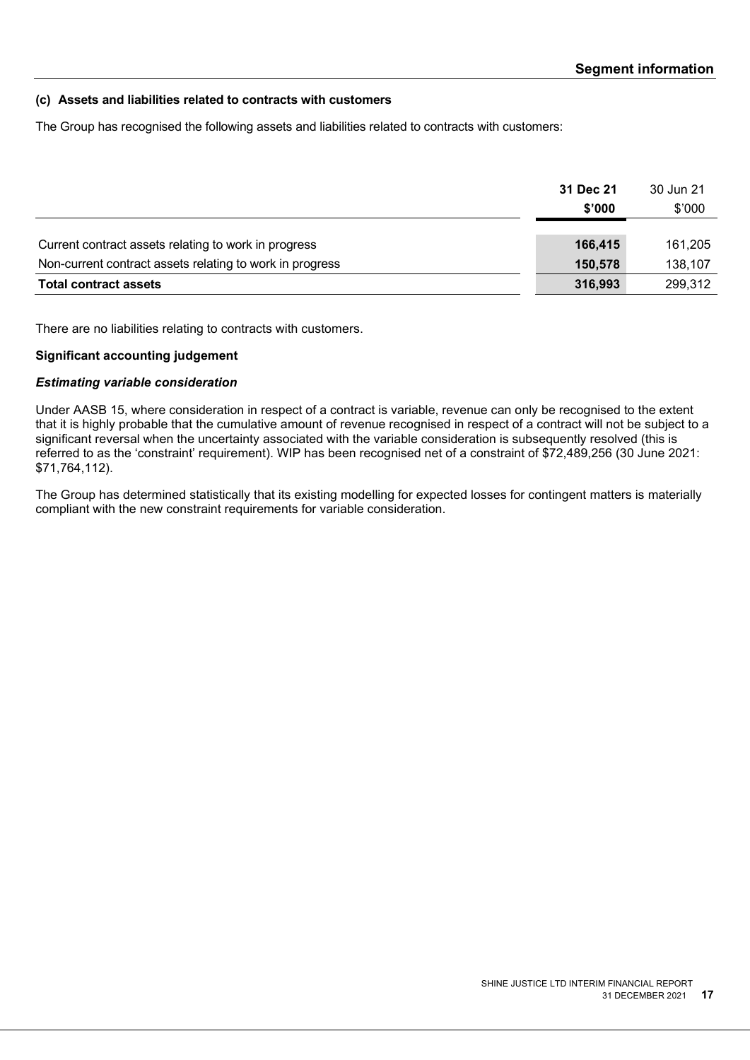### (c) Assets and liabilities related to contracts with customers

The Group has recognised the following assets and liabilities related to contracts with customers:

| | **31 Dec 21** **$'000** | 30 Jun 21 $'000 |
|---|---|---|
| Current contract assets relating to work in progress | **166,415** | 161,205 |
| Non-current contract assets relating to work in progress | **150,578** | 138,107 |
| **Total contract assets** | **316,993** | 299,312 |

There are no liabilities relating to contracts with customers.

**Significant accounting judgement**

***Estimating variable consideration***

Under AASB 15, where consideration in respect of a contract is variable, revenue can only be recognised to the extent that it is highly probable that the cumulative amount of revenue recognised in respect of a contract will not be subject to a significant reversal when the uncertainty associated with the variable consideration is subsequently resolved (this is referred to as the 'constraint' requirement). WIP has been recognised net of a constraint of $72,489,256 (30 June 2021: $71,764,112).

The Group has determined statistically that its existing modelling for expected losses for contingent matters is materially compliant with the new constraint requirements for variable consideration.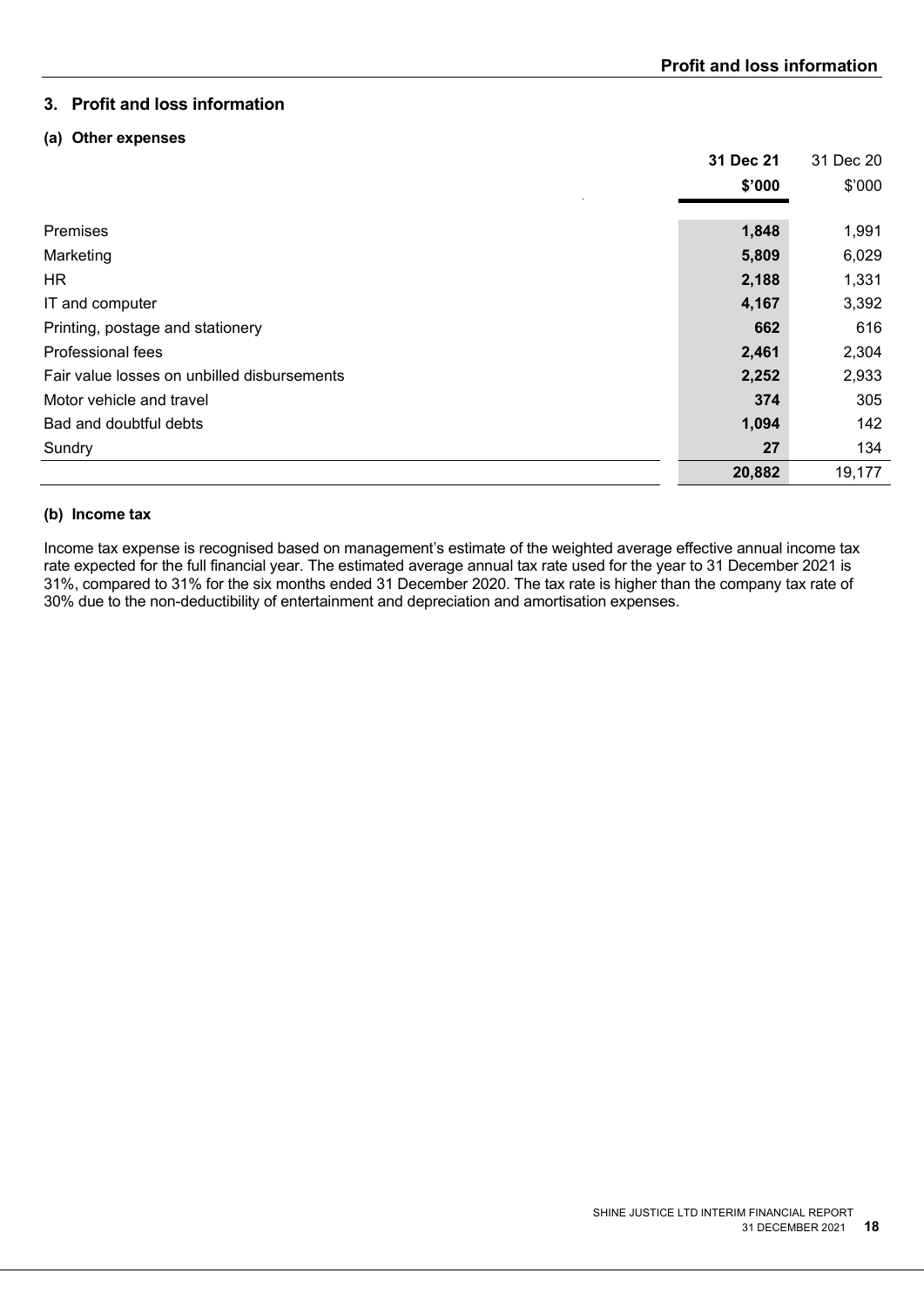## 3. Profit and loss information

### (a) Other expenses

| | 31 Dec 21 | 31 Dec 20 |
|---|---|---|
| | $'000 | $'000 |
| Premises | 1,848 | 1,991 |
| Marketing | 5,809 | 6,029 |
| HR | 2,188 | 1,331 |
| IT and computer | 4,167 | 3,392 |
| Printing, postage and stationery | 662 | 616 |
| Professional fees | 2,461 | 2,304 |
| Fair value losses on unbilled disbursements | 2,252 | 2,933 |
| Motor vehicle and travel | 374 | 305 |
| Bad and doubtful debts | 1,094 | 142 |
| Sundry | 27 | 134 |
| | 20,882 | 19,177 |

### (b) Income tax

Income tax expense is recognised based on management's estimate of the weighted average effective annual income tax rate expected for the full financial year. The estimated average annual tax rate used for the year to 31 December 2021 is 31%, compared to 31% for the six months ended 31 December 2020. The tax rate is higher than the company tax rate of 30% due to the non-deductibility of entertainment and depreciation and amortisation expenses.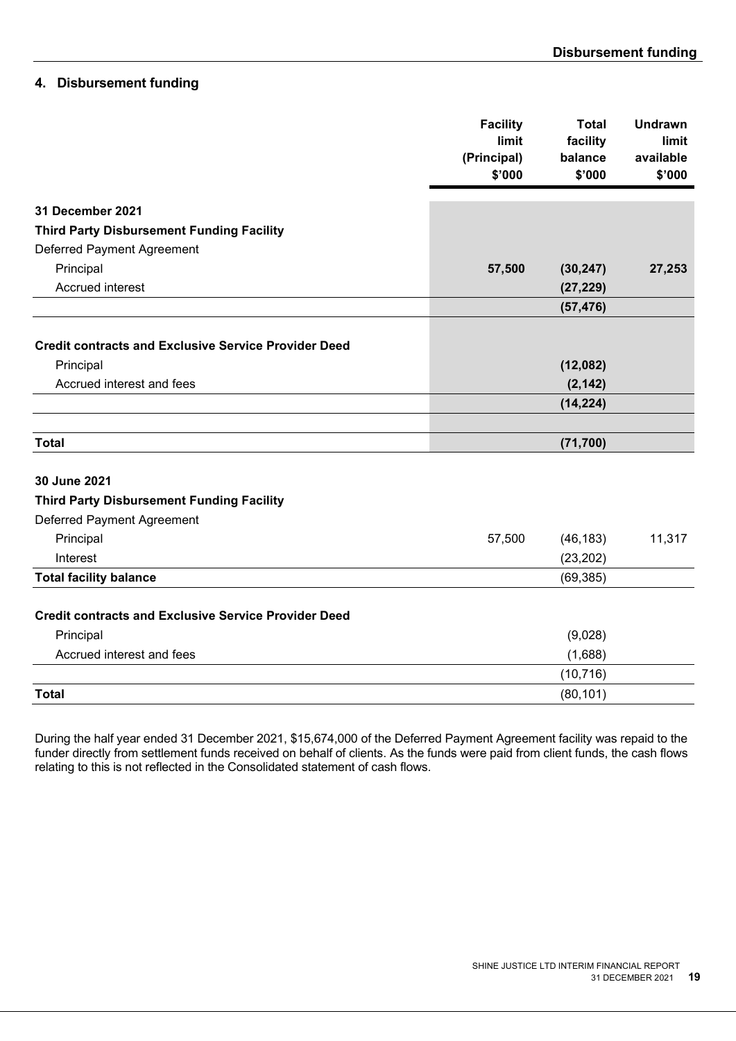## 4. Disbursement funding

| | Facility limit (Principal) $'000 | Total facility balance $'000 | Undrawn limit available $'000 |
|---|---|---|---|
| **31 December 2021** | | | |
| **Third Party Disbursement Funding Facility** | | | |
| Deferred Payment Agreement | | | |
| Principal | **57,500** | **(30,247)** | **27,253** |
| Accrued interest | | **(27,229)** | |
| | | **(57,476)** | |
| **Credit contracts and Exclusive Service Provider Deed** | | | |
| Principal | | **(12,082)** | |
| Accrued interest and fees | | **(2,142)** | |
| | | **(14,224)** | |
| **Total** | | **(71,700)** | |
| **30 June 2021** | | | |
| **Third Party Disbursement Funding Facility** | | | |
| Deferred Payment Agreement | | | |
| Principal | 57,500 | (46,183) | 11,317 |
| Interest | | (23,202) | |
| **Total facility balance** | | (69,385) | |
| **Credit contracts and Exclusive Service Provider Deed** | | | |
| Principal | | (9,028) | |
| Accrued interest and fees | | (1,688) | |
| | | (10,716) | |
| **Total** | | (80,101) | |

During the half year ended 31 December 2021, $15,674,000 of the Deferred Payment Agreement facility was repaid to the funder directly from settlement funds received on behalf of clients. As the funds were paid from client funds, the cash flows relating to this is not reflected in the Consolidated statement of cash flows.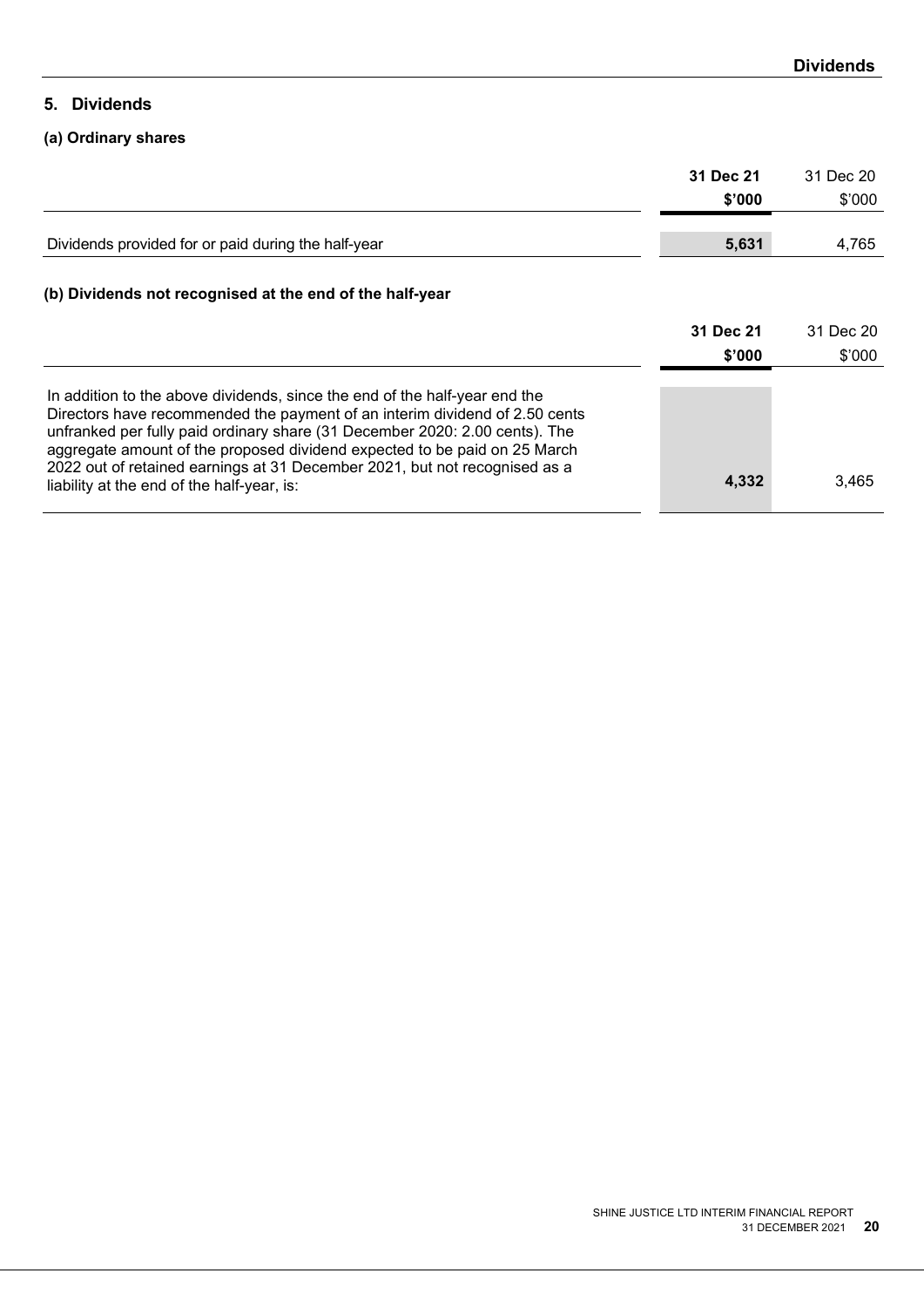## 5. Dividends

### (a) Ordinary shares

| | 31 Dec 21 $'000 | 31 Dec 20 $'000 |
|---|---|---|
| Dividends provided for or paid during the half-year | **5,631** | 4,765 |

### (b) Dividends not recognised at the end of the half-year

| | 31 Dec 21 $'000 | 31 Dec 20 $'000 |
|---|---|---|
| In addition to the above dividends, since the end of the half-year end the Directors have recommended the payment of an interim dividend of 2.50 cents unfranked per fully paid ordinary share (31 December 2020: 2.00 cents). The aggregate amount of the proposed dividend expected to be paid on 25 March 2022 out of retained earnings at 31 December 2021, but not recognised as a liability at the end of the half-year, is: | **4,332** | 3,465 |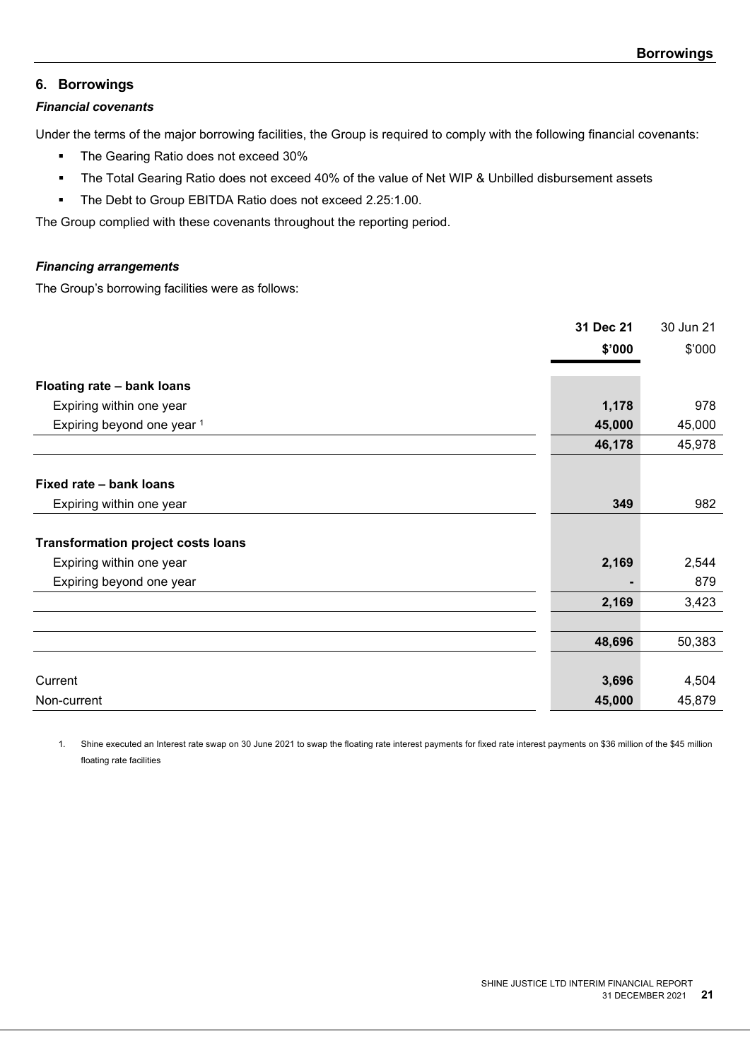## 6. Borrowings

### *Financial covenants*

Under the terms of the major borrowing facilities, the Group is required to comply with the following financial covenants:

- The Gearing Ratio does not exceed 30%
- The Total Gearing Ratio does not exceed 40% of the value of Net WIP & Unbilled disbursement assets
- The Debt to Group EBITDA Ratio does not exceed 2.25:1.00.

The Group complied with these covenants throughout the reporting period.

### *Financing arrangements*

The Group's borrowing facilities were as follows:

| | **31 Dec 21** | 30 Jun 21 |
|---|---|---|
| | **$'000** | $'000 |
| **Floating rate – bank loans** | | |
| Expiring within one year | **1,178** | 978 |
| Expiring beyond one year [1] | **45,000** | 45,000 |
| | **46,178** | 45,978 |
| **Fixed rate – bank loans** | | |
| Expiring within one year | **349** | 982 |
| **Transformation project costs loans** | | |
| Expiring within one year | **2,169** | 2,544 |
| Expiring beyond one year | **-** | 879 |
| | **2,169** | 3,423 |
| | **48,696** | 50,383 |
| Current | **3,696** | 4,504 |
| Non-current | **45,000** | 45,879 |

1. Shine executed an Interest rate swap on 30 June 2021 to swap the floating rate interest payments for fixed rate interest payments on $36 million of the $45 million floating rate facilities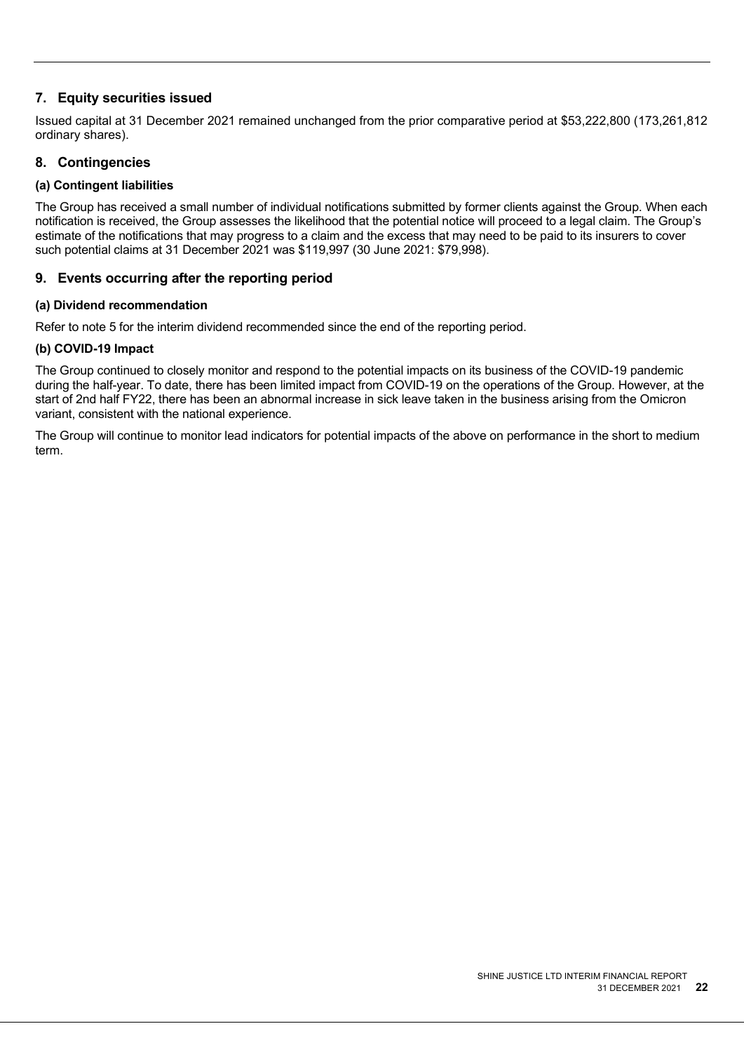## 7. Equity securities issued

Issued capital at 31 December 2021 remained unchanged from the prior comparative period at $53,222,800 (173,261,812 ordinary shares).

## 8. Contingencies

### (a) Contingent liabilities

The Group has received a small number of individual notifications submitted by former clients against the Group. When each notification is received, the Group assesses the likelihood that the potential notice will proceed to a legal claim. The Group's estimate of the notifications that may progress to a claim and the excess that may need to be paid to its insurers to cover such potential claims at 31 December 2021 was $119,997 (30 June 2021: $79,998).

## 9. Events occurring after the reporting period

### (a) Dividend recommendation

Refer to note 5 for the interim dividend recommended since the end of the reporting period.

### (b) COVID-19 Impact

The Group continued to closely monitor and respond to the potential impacts on its business of the COVID-19 pandemic during the half-year. To date, there has been limited impact from COVID-19 on the operations of the Group. However, at the start of 2nd half FY22, there has been an abnormal increase in sick leave taken in the business arising from the Omicron variant, consistent with the national experience.

The Group will continue to monitor lead indicators for potential impacts of the above on performance in the short to medium term.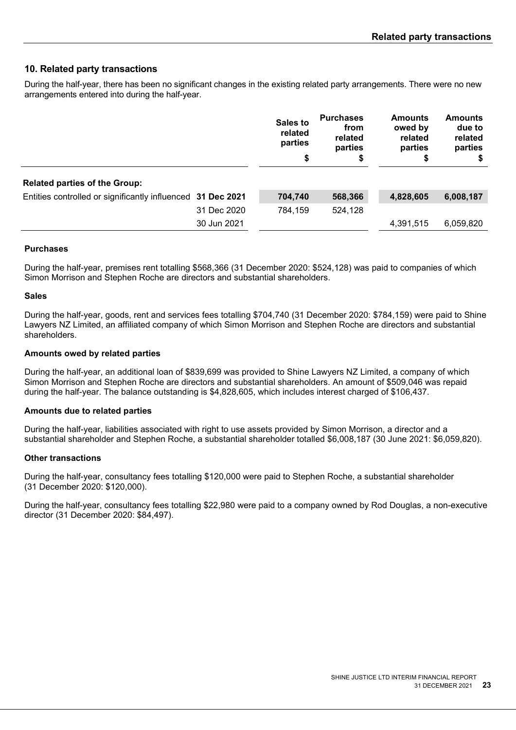## 10. Related party transactions

During the half-year, there has been no significant changes in the existing related party arrangements. There were no new arrangements entered into during the half-year.

| | | Sales to related parties $ | Purchases from related parties $ | Amounts owed by related parties $ | Amounts due to related parties $ |
|---|---|---|---|---|---|
| **Related parties of the Group:** | | | | | |
| Entities controlled or significantly influenced | **31 Dec 2021** | **704,740** | **568,366** | **4,828,605** | **6,008,187** |
| | 31 Dec 2020 | 784,159 | 524,128 | | |
| | 30 Jun 2021 | | | 4,391,515 | 6,059,820 |

**Purchases**

During the half-year, premises rent totalling $568,366 (31 December 2020: $524,128) was paid to companies of which Simon Morrison and Stephen Roche are directors and substantial shareholders.

**Sales**

During the half-year, goods, rent and services fees totalling $704,740 (31 December 2020: $784,159) were paid to Shine Lawyers NZ Limited, an affiliated company of which Simon Morrison and Stephen Roche are directors and substantial shareholders.

**Amounts owed by related parties**

During the half-year, an additional loan of $839,699 was provided to Shine Lawyers NZ Limited, a company of which Simon Morrison and Stephen Roche are directors and substantial shareholders. An amount of $509,046 was repaid during the half-year. The balance outstanding is $4,828,605, which includes interest charged of $106,437.

**Amounts due to related parties**

During the half-year, liabilities associated with right to use assets provided by Simon Morrison, a director and a substantial shareholder and Stephen Roche, a substantial shareholder totalled $6,008,187 (30 June 2021: $6,059,820).

**Other transactions**

During the half-year, consultancy fees totalling $120,000 were paid to Stephen Roche, a substantial shareholder (31 December 2020: $120,000).

During the half-year, consultancy fees totalling $22,980 were paid to a company owned by Rod Douglas, a non-executive director (31 December 2020: $84,497).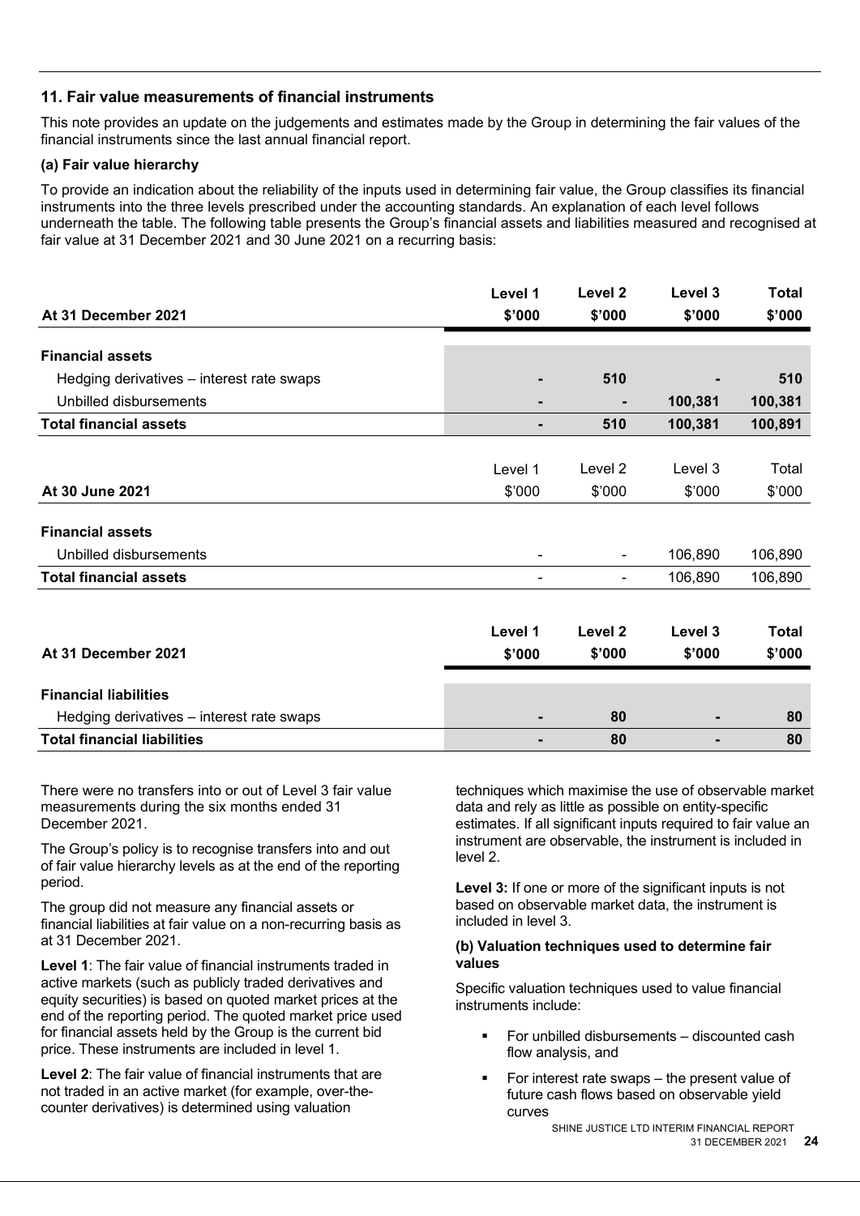## 11. Fair value measurements of financial instruments

This note provides an update on the judgements and estimates made by the Group in determining the fair values of the financial instruments since the last annual financial report.

### (a) Fair value hierarchy

To provide an indication about the reliability of the inputs used in determining fair value, the Group classifies its financial instruments into the three levels prescribed under the accounting standards. An explanation of each level follows underneath the table. The following table presents the Group's financial assets and liabilities measured and recognised at fair value at 31 December 2021 and 30 June 2021 on a recurring basis:

| At 31 December 2021 | Level 1 $'000 | Level 2 $'000 | Level 3 $'000 | Total $'000 |
|---|---|---|---|---|
| **Financial assets** | | | | |
| Hedging derivatives – interest rate swaps | - | 510 | - | 510 |
| Unbilled disbursements | - | - | 100,381 | 100,381 |
| **Total financial assets** | - | 510 | 100,381 | 100,891 |

| At 30 June 2021 | Level 1 $'000 | Level 2 $'000 | Level 3 $'000 | Total $'000 |
|---|---|---|---|---|
| **Financial assets** | | | | |
| Unbilled disbursements | - | - | 106,890 | 106,890 |
| **Total financial assets** | - | - | 106,890 | 106,890 |

| At 31 December 2021 | Level 1 $'000 | Level 2 $'000 | Level 3 $'000 | Total $'000 |
|---|---|---|---|---|
| **Financial liabilities** | | | | |
| Hedging derivatives – interest rate swaps | - | 80 | - | 80 |
| **Total financial liabilities** | - | 80 | - | 80 |

There were no transfers into or out of Level 3 fair value measurements during the six months ended 31 December 2021.

The Group's policy is to recognise transfers into and out of fair value hierarchy levels as at the end of the reporting period.

The group did not measure any financial assets or financial liabilities at fair value on a non-recurring basis as at 31 December 2021.

**Level 1**: The fair value of financial instruments traded in active markets (such as publicly traded derivatives and equity securities) is based on quoted market prices at the end of the reporting period. The quoted market price used for financial assets held by the Group is the current bid price. These instruments are included in level 1.

**Level 2**: The fair value of financial instruments that are not traded in an active market (for example, over-the-counter derivatives) is determined using valuation techniques which maximise the use of observable market data and rely as little as possible on entity-specific estimates. If all significant inputs required to fair value an instrument are observable, the instrument is included in level 2.

**Level 3:** If one or more of the significant inputs is not based on observable market data, the instrument is included in level 3.

### (b) Valuation techniques used to determine fair values

Specific valuation techniques used to value financial instruments include:

- For unbilled disbursements – discounted cash flow analysis, and
- For interest rate swaps – the present value of future cash flows based on observable yield curves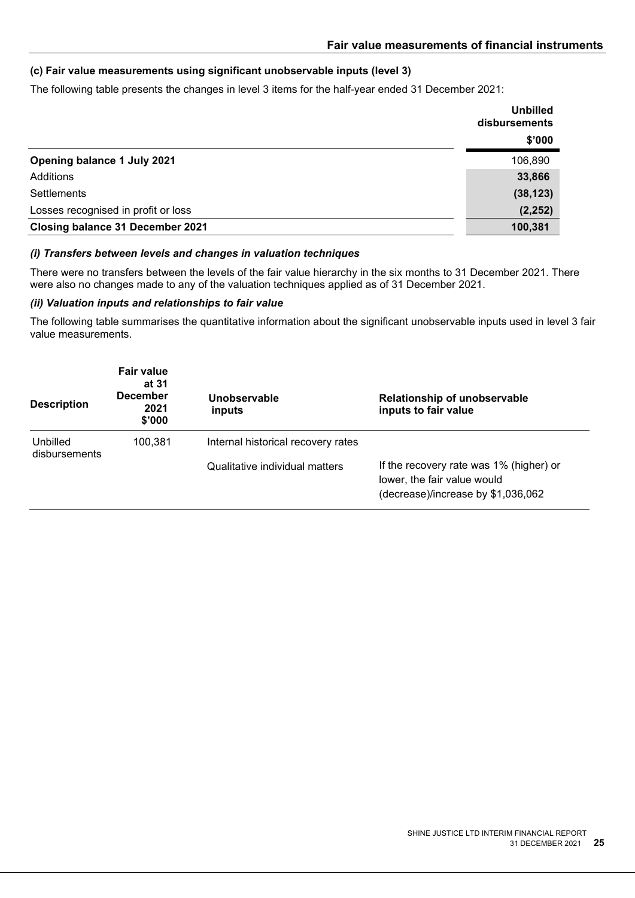### (c) Fair value measurements using significant unobservable inputs (level 3)

The following table presents the changes in level 3 items for the half-year ended 31 December 2021:

| | Unbilled disbursements $'000 |
|---|---|
| **Opening balance 1 July 2021** | 106,890 |
| Additions | **33,866** |
| Settlements | **(38,123)** |
| Losses recognised in profit or loss | **(2,252)** |
| **Closing balance 31 December 2021** | **100,381** |

#### *(i) Transfers between levels and changes in valuation techniques*

There were no transfers between the levels of the fair value hierarchy in the six months to 31 December 2021. There were also no changes made to any of the valuation techniques applied as of 31 December 2021.

#### *(ii) Valuation inputs and relationships to fair value*

The following table summarises the quantitative information about the significant unobservable inputs used in level 3 fair value measurements.

| Description | Fair value at 31 December 2021 $'000 | Unobservable inputs | Relationship of unobservable inputs to fair value |
|---|---|---|---|
| Unbilled disbursements | 100,381 | Internal historical recovery rates | |
| | | Qualitative individual matters | If the recovery rate was 1% (higher) or lower, the fair value would (decrease)/increase by $1,036,062 |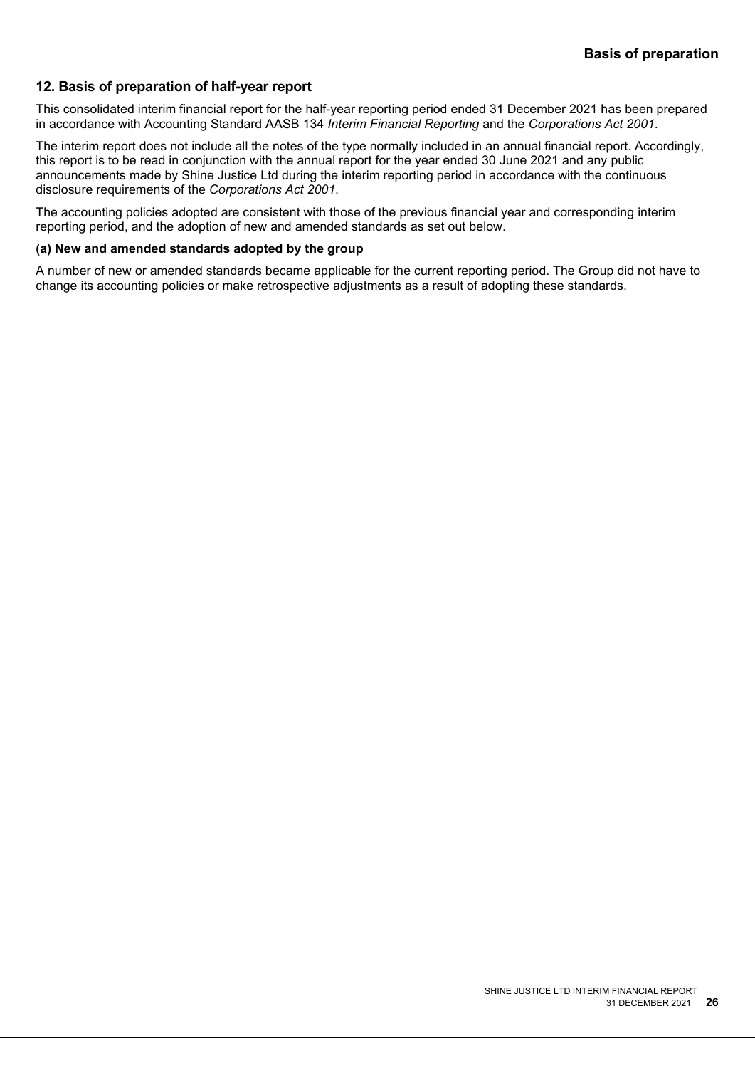## 12. Basis of preparation of half-year report

This consolidated interim financial report for the half-year reporting period ended 31 December 2021 has been prepared in accordance with Accounting Standard AASB 134 *Interim Financial Reporting* and the *Corporations Act 2001*.

The interim report does not include all the notes of the type normally included in an annual financial report. Accordingly, this report is to be read in conjunction with the annual report for the year ended 30 June 2021 and any public announcements made by Shine Justice Ltd during the interim reporting period in accordance with the continuous disclosure requirements of the *Corporations Act 2001*.

The accounting policies adopted are consistent with those of the previous financial year and corresponding interim reporting period, and the adoption of new and amended standards as set out below.

### (a) New and amended standards adopted by the group

A number of new or amended standards became applicable for the current reporting period. The Group did not have to change its accounting policies or make retrospective adjustments as a result of adopting these standards.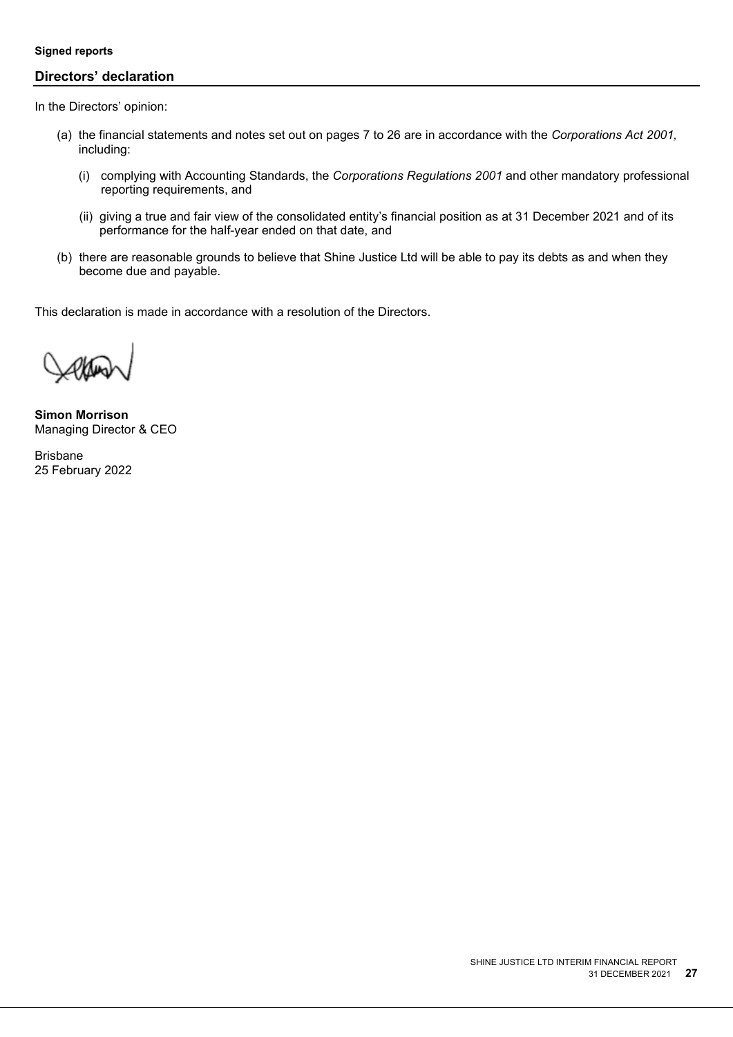**Signed reports**

## Directors' declaration

In the Directors' opinion:

(a) the financial statements and notes set out on pages 7 to 26 are in accordance with the *Corporations Act 2001,* including:

(i) complying with Accounting Standards, the *Corporations Regulations 2001* and other mandatory professional reporting requirements, and

(ii) giving a true and fair view of the consolidated entity's financial position as at 31 December 2021 and of its performance for the half-year ended on that date, and

(b) there are reasonable grounds to believe that Shine Justice Ltd will be able to pay its debts as and when they become due and payable.

This declaration is made in accordance with a resolution of the Directors.

**Simon Morrison**
Managing Director & CEO

Brisbane
25 February 2022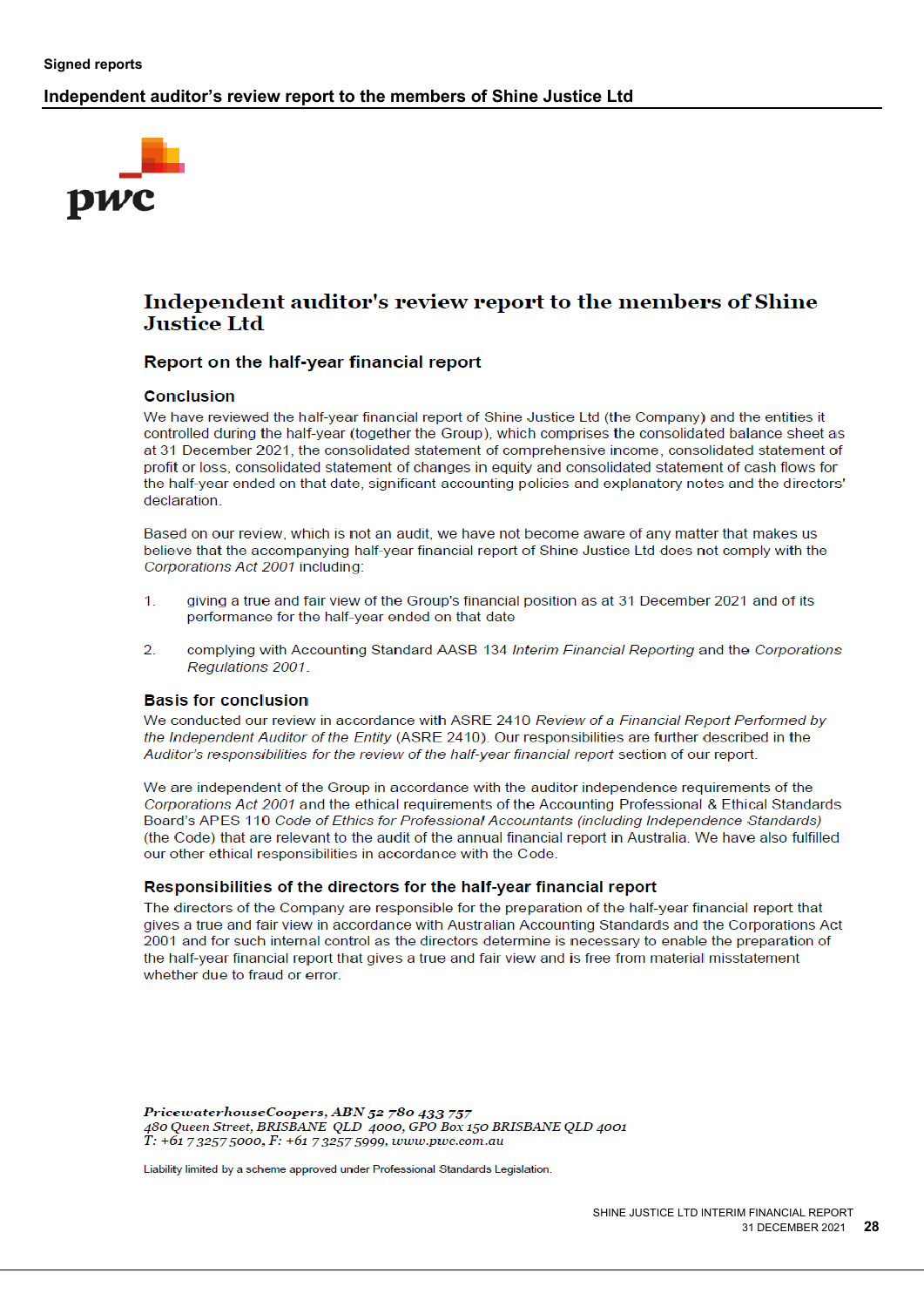**Signed reports**

**Independent auditor's review report to the members of Shine Justice Ltd**

# Independent auditor's review report to the members of Shine Justice Ltd

## Report on the half-year financial report

### Conclusion

We have reviewed the half-year financial report of Shine Justice Ltd (the Company) and the entities it controlled during the half-year (together the Group), which comprises the consolidated balance sheet as at 31 December 2021, the consolidated statement of comprehensive income, consolidated statement of profit or loss, consolidated statement of changes in equity and consolidated statement of cash flows for the half-year ended on that date, significant accounting policies and explanatory notes and the directors' declaration.

Based on our review, which is not an audit, we have not become aware of any matter that makes us believe that the accompanying half-year financial report of Shine Justice Ltd does not comply with the *Corporations Act 2001* including:

1. giving a true and fair view of the Group's financial position as at 31 December 2021 and of its performance for the half-year ended on that date
2. complying with Accounting Standard AASB 134 *Interim Financial Reporting* and the *Corporations Regulations 2001*.

### Basis for conclusion

We conducted our review in accordance with ASRE 2410 *Review of a Financial Report Performed by the Independent Auditor of the Entity* (ASRE 2410). Our responsibilities are further described in the *Auditor's responsibilities for the review of the half-year financial report* section of our report.

We are independent of the Group in accordance with the auditor independence requirements of the *Corporations Act 2001* and the ethical requirements of the Accounting Professional & Ethical Standards Board's APES 110 *Code of Ethics for Professional Accountants (including Independence Standards)* (the Code) that are relevant to the audit of the annual financial report in Australia. We have also fulfilled our other ethical responsibilities in accordance with the Code.

### Responsibilities of the directors for the half-year financial report

The directors of the Company are responsible for the preparation of the half-year financial report that gives a true and fair view in accordance with Australian Accounting Standards and the Corporations Act 2001 and for such internal control as the directors determine is necessary to enable the preparation of the half-year financial report that gives a true and fair view and is free from material misstatement whether due to fraud or error.

*PricewaterhouseCoopers, ABN 52 780 433 757*
*480 Queen Street, BRISBANE QLD 4000, GPO Box 150 BRISBANE QLD 4001*
*T: +61 7 3257 5000, F: +61 7 3257 5999, www.pwc.com.au*

Liability limited by a scheme approved under Professional Standards Legislation.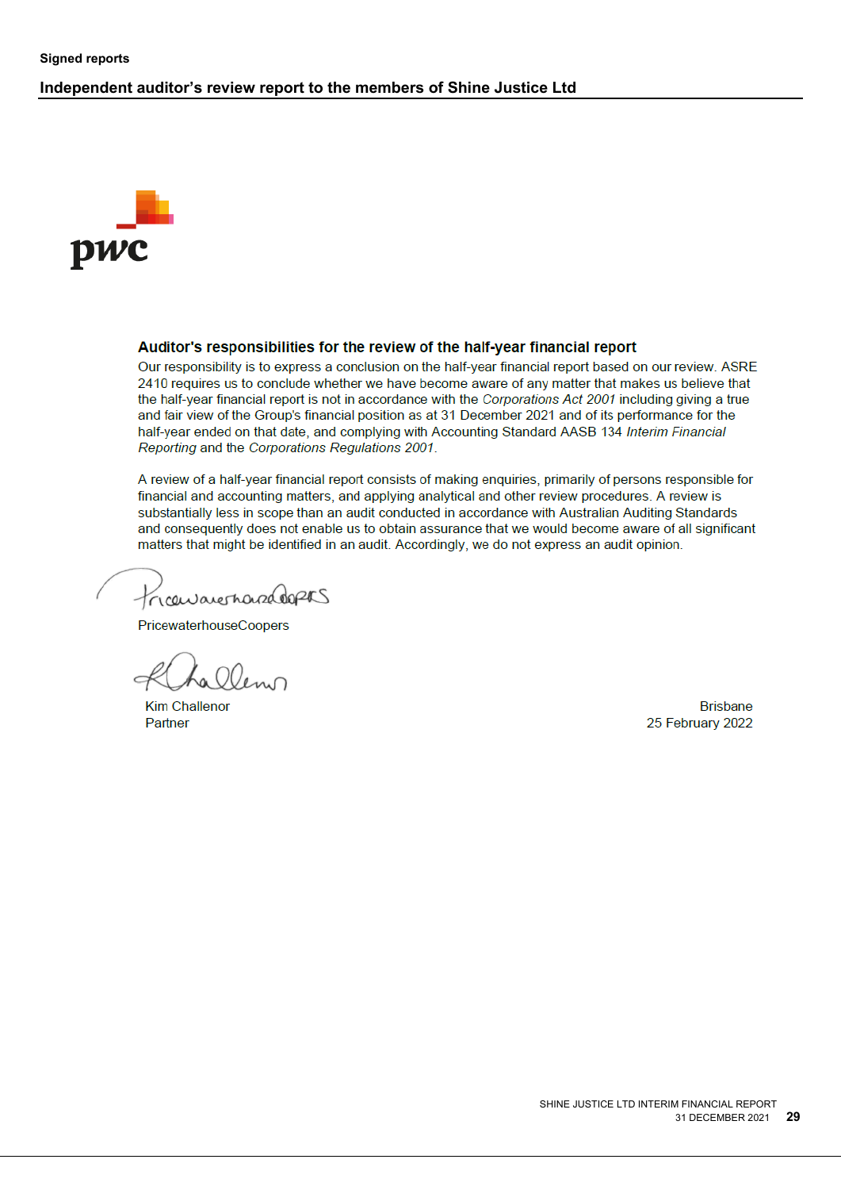**Signed reports**

## Independent auditor's review report to the members of Shine Justice Ltd

### Auditor's responsibilities for the review of the half-year financial report

Our responsibility is to express a conclusion on the half-year financial report based on our review. ASRE 2410 requires us to conclude whether we have become aware of any matter that makes us believe that the half-year financial report is not in accordance with the *Corporations Act 2001* including giving a true and fair view of the Group's financial position as at 31 December 2021 and of its performance for the half-year ended on that date, and complying with Accounting Standard AASB 134 *Interim Financial Reporting* and the *Corporations Regulations 2001*.

A review of a half-year financial report consists of making enquiries, primarily of persons responsible for financial and accounting matters, and applying analytical and other review procedures. A review is substantially less in scope than an audit conducted in accordance with Australian Auditing Standards and consequently does not enable us to obtain assurance that we would become aware of all significant matters that might be identified in an audit. Accordingly, we do not express an audit opinion.

PricewaterhouseCoopers

Kim Challenor
Partner

Brisbane
25 February 2022